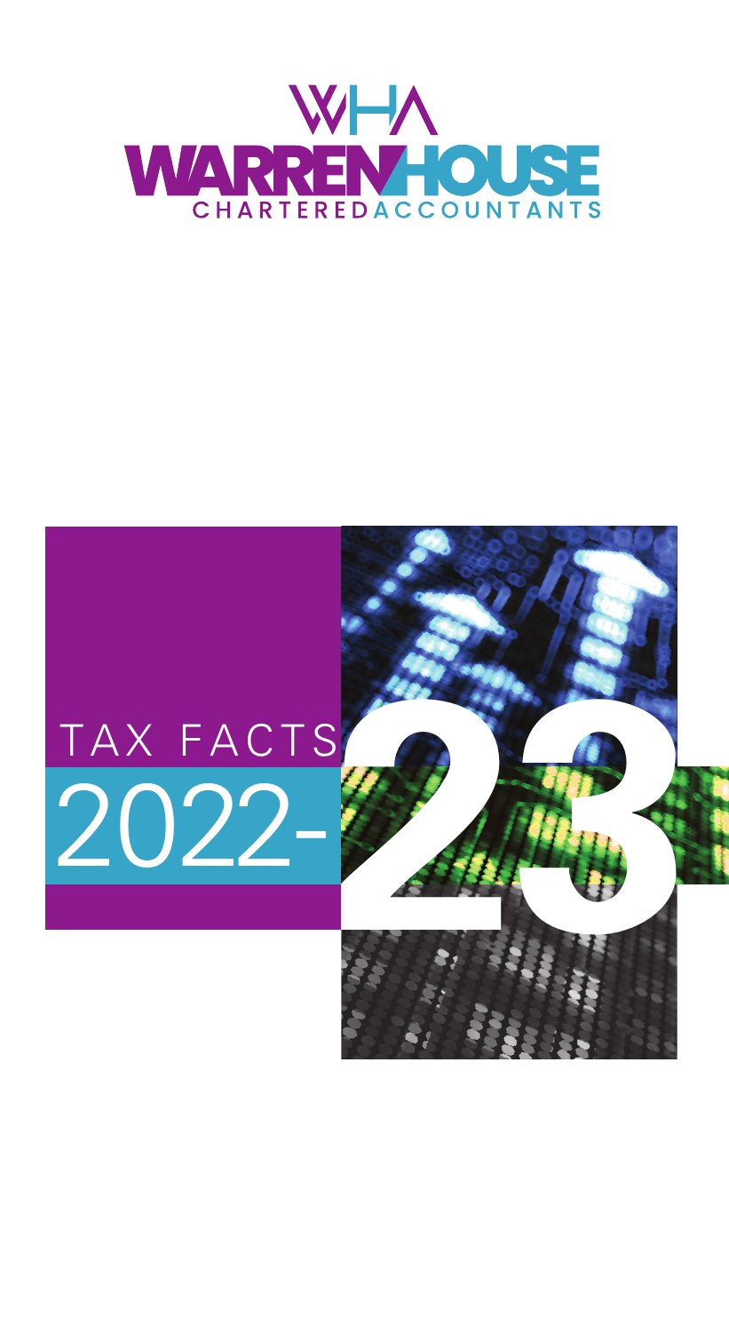WHA

WARRENHOUSE

CHARTERED ACCOUNTANTS

# TAX FACTS 2022-23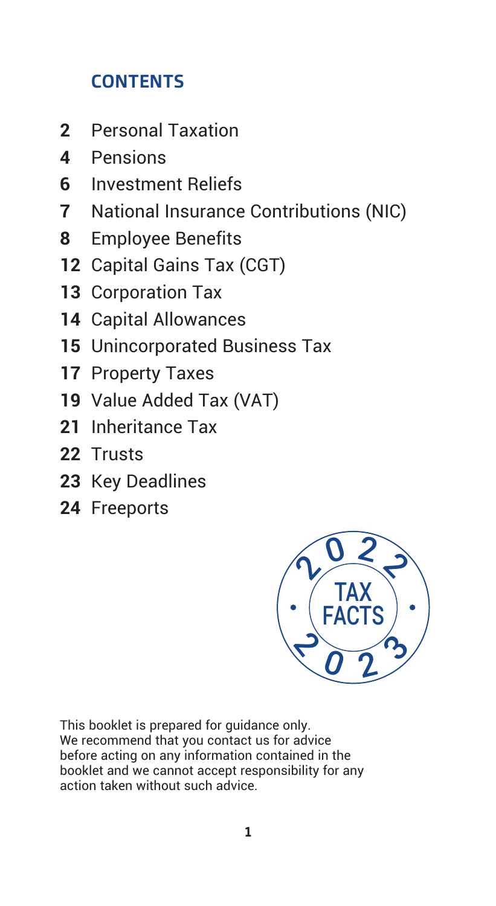## CONTENTS

- **2** Personal Taxation
- **4** Pensions
- **6** Investment Reliefs
- **7** National Insurance Contributions (NIC)
- **8** Employee Benefits
- **12** Capital Gains Tax (CGT)
- **13** Corporation Tax
- **14** Capital Allowances
- **15** Unincorporated Business Tax
- **17** Property Taxes
- **19** Value Added Tax (VAT)
- **21** Inheritance Tax
- **22** Trusts
- **23** Key Deadlines
- **24** Freeports

2022 • TAX FACTS • 2023

This booklet is prepared for guidance only. We recommend that you contact us for advice before acting on any information contained in the booklet and we cannot accept responsibility for any action taken without such advice.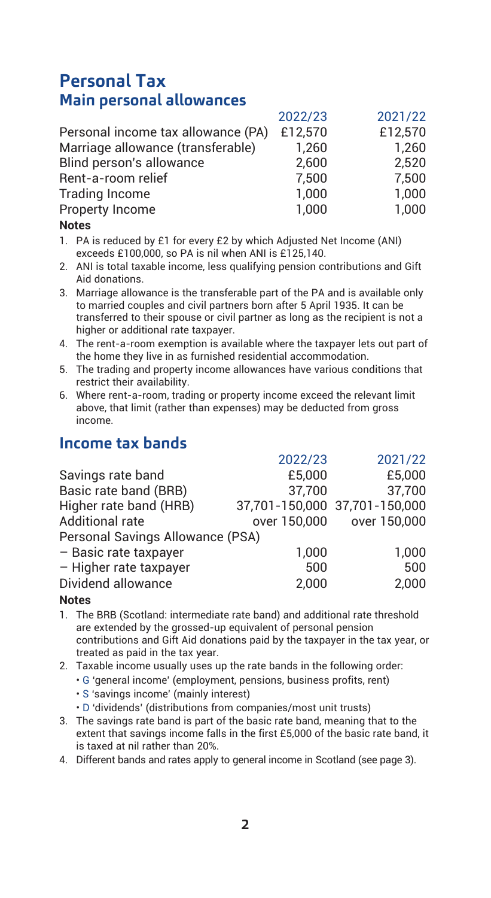# Personal Tax

## Main personal allowances

| | 2022/23 | 2021/22 |
|---|---|---|
| Personal income tax allowance (PA) | £12,570 | £12,570 |
| Marriage allowance (transferable) | 1,260 | 1,260 |
| Blind person's allowance | 2,600 | 2,520 |
| Rent-a-room relief | 7,500 | 7,500 |
| Trading Income | 1,000 | 1,000 |
| Property Income | 1,000 | 1,000 |

**Notes**

1. PA is reduced by £1 for every £2 by which Adjusted Net Income (ANI) exceeds £100,000, so PA is nil when ANI is £125,140.
2. ANI is total taxable income, less qualifying pension contributions and Gift Aid donations.
3. Marriage allowance is the transferable part of the PA and is available only to married couples and civil partners born after 5 April 1935. It can be transferred to their spouse or civil partner as long as the recipient is not a higher or additional rate taxpayer.
4. The rent-a-room exemption is available where the taxpayer lets out part of the home they live in as furnished residential accommodation.
5. The trading and property income allowances have various conditions that restrict their availability.
6. Where rent-a-room, trading or property income exceed the relevant limit above, that limit (rather than expenses) may be deducted from gross income.

## Income tax bands

| | 2022/23 | 2021/22 |
|---|---|---|
| Savings rate band | £5,000 | £5,000 |
| Basic rate band (BRB) | 37,700 | 37,700 |
| Higher rate band (HRB) | 37,701-150,000 | 37,701-150,000 |
| Additional rate | over 150,000 | over 150,000 |
| Personal Savings Allowance (PSA) | | |
| – Basic rate taxpayer | 1,000 | 1,000 |
| – Higher rate taxpayer | 500 | 500 |
| Dividend allowance | 2,000 | 2,000 |

**Notes**

1. The BRB (Scotland: intermediate rate band) and additional rate threshold are extended by the grossed-up equivalent of personal pension contributions and Gift Aid donations paid by the taxpayer in the tax year, or treated as paid in the tax year.
2. Taxable income usually uses up the rate bands in the following order:
   - G 'general income' (employment, pensions, business profits, rent)
   - S 'savings income' (mainly interest)
   - D 'dividends' (distributions from companies/most unit trusts)
3. The savings rate band is part of the basic rate band, meaning that to the extent that savings income falls in the first £5,000 of the basic rate band, it is taxed at nil rather than 20%.
4. Different bands and rates apply to general income in Scotland (see page 3).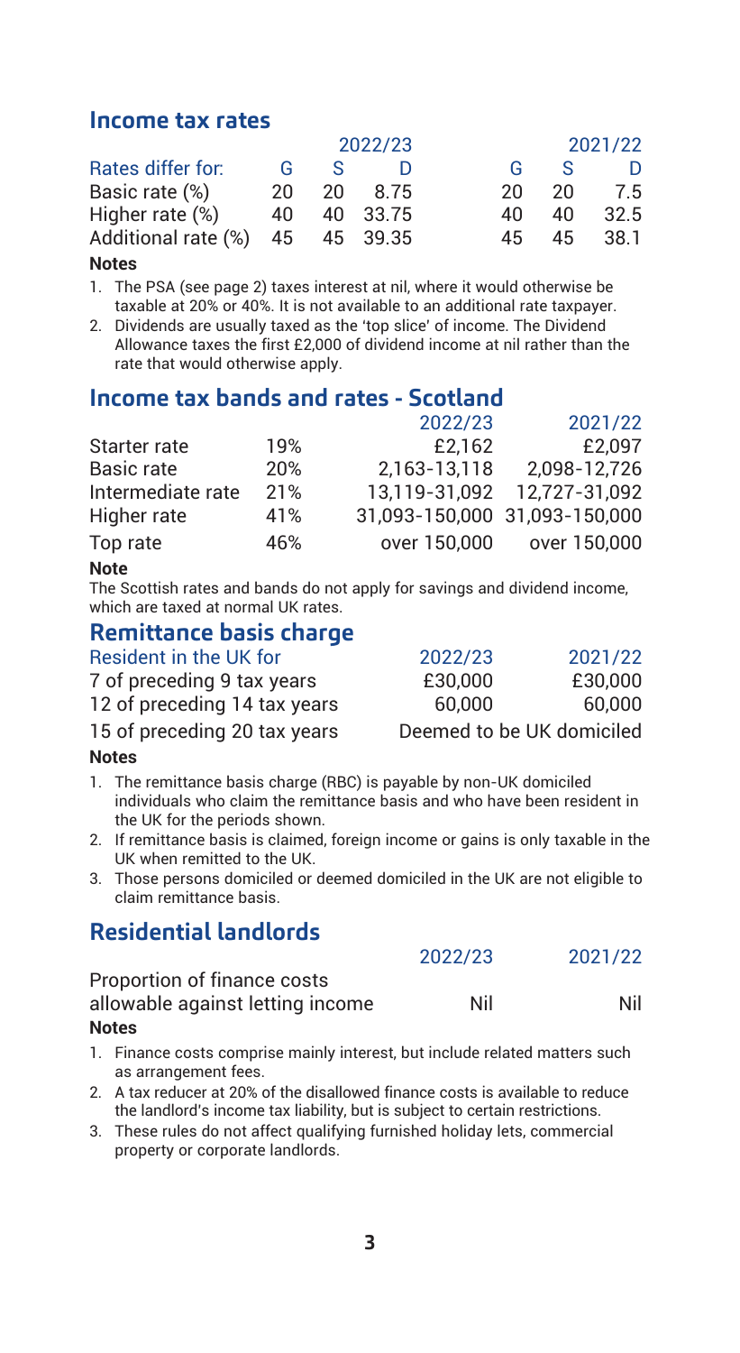## Income tax rates

| Rates differ for: | 2022/23 G | 2022/23 S | 2022/23 D | 2021/22 G | 2021/22 S | 2021/22 D |
|---|---|---|---|---|---|---|
| Basic rate (%) | 20 | 20 | 8.75 | 20 | 20 | 7.5 |
| Higher rate (%) | 40 | 40 | 33.75 | 40 | 40 | 32.5 |
| Additional rate (%) | 45 | 45 | 39.35 | 45 | 45 | 38.1 |

**Notes**

1. The PSA (see page 2) taxes interest at nil, where it would otherwise be taxable at 20% or 40%. It is not available to an additional rate taxpayer.
2. Dividends are usually taxed as the 'top slice' of income. The Dividend Allowance taxes the first £2,000 of dividend income at nil rather than the rate that would otherwise apply.

## Income tax bands and rates - Scotland

| | | 2022/23 | 2021/22 |
|---|---|---|---|
| Starter rate | 19% | £2,162 | £2,097 |
| Basic rate | 20% | 2,163-13,118 | 2,098-12,726 |
| Intermediate rate | 21% | 13,119-31,092 | 12,727-31,092 |
| Higher rate | 41% | 31,093-150,000 | 31,093-150,000 |
| Top rate | 46% | over 150,000 | over 150,000 |

**Note**

The Scottish rates and bands do not apply for savings and dividend income, which are taxed at normal UK rates.

## Remittance basis charge

| Resident in the UK for | 2022/23 | 2021/22 |
|---|---|---|
| 7 of preceding 9 tax years | £30,000 | £30,000 |
| 12 of preceding 14 tax years | 60,000 | 60,000 |
| 15 of preceding 20 tax years | Deemed to be UK domiciled | |

**Notes**

1. The remittance basis charge (RBC) is payable by non-UK domiciled individuals who claim the remittance basis and who have been resident in the UK for the periods shown.
2. If remittance basis is claimed, foreign income or gains is only taxable in the UK when remitted to the UK.
3. Those persons domiciled or deemed domiciled in the UK are not eligible to claim remittance basis.

## Residential landlords

| | 2022/23 | 2021/22 |
|---|---|---|
| Proportion of finance costs allowable against letting income | Nil | Nil |

**Notes**

1. Finance costs comprise mainly interest, but include related matters such as arrangement fees.
2. A tax reducer at 20% of the disallowed finance costs is available to reduce the landlord's income tax liability, but is subject to certain restrictions.
3. These rules do not affect qualifying furnished holiday lets, commercial property or corporate landlords.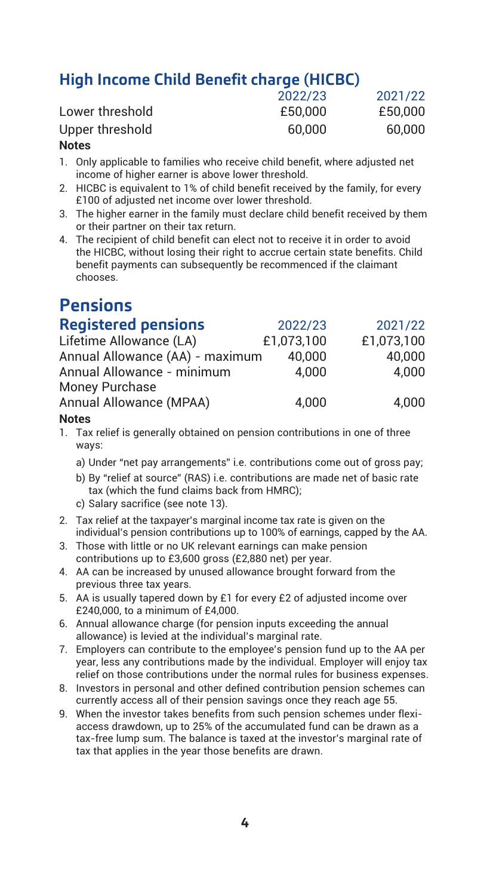## High Income Child Benefit charge (HICBC)

| | 2022/23 | 2021/22 |
|---|---|---|
| Lower threshold | £50,000 | £50,000 |
| Upper threshold | 60,000 | 60,000 |

**Notes**

1. Only applicable to families who receive child benefit, where adjusted net income of higher earner is above lower threshold.
2. HICBC is equivalent to 1% of child benefit received by the family, for every £100 of adjusted net income over lower threshold.
3. The higher earner in the family must declare child benefit received by them or their partner on their tax return.
4. The recipient of child benefit can elect not to receive it in order to avoid the HICBC, without losing their right to accrue certain state benefits. Child benefit payments can subsequently be recommenced if the claimant chooses.

# Pensions

## Registered pensions

| | 2022/23 | 2021/22 |
|---|---|---|
| Lifetime Allowance (LA) | £1,073,100 | £1,073,100 |
| Annual Allowance (AA) - maximum | 40,000 | 40,000 |
| Annual Allowance - minimum | 4,000 | 4,000 |
| Money Purchase Annual Allowance (MPAA) | 4,000 | 4,000 |

**Notes**

1. Tax relief is generally obtained on pension contributions in one of three ways:
   a) Under "net pay arrangements" i.e. contributions come out of gross pay;
   b) By "relief at source" (RAS) i.e. contributions are made net of basic rate tax (which the fund claims back from HMRC);
   c) Salary sacrifice (see note 13).
2. Tax relief at the taxpayer's marginal income tax rate is given on the individual's pension contributions up to 100% of earnings, capped by the AA.
3. Those with little or no UK relevant earnings can make pension contributions up to £3,600 gross (£2,880 net) per year.
4. AA can be increased by unused allowance brought forward from the previous three tax years.
5. AA is usually tapered down by £1 for every £2 of adjusted income over £240,000, to a minimum of £4,000.
6. Annual allowance charge (for pension inputs exceeding the annual allowance) is levied at the individual's marginal rate.
7. Employers can contribute to the employee's pension fund up to the AA per year, less any contributions made by the individual. Employer will enjoy tax relief on those contributions under the normal rules for business expenses.
8. Investors in personal and other defined contribution pension schemes can currently access all of their pension savings once they reach age 55.
9. When the investor takes benefits from such pension schemes under flexi-access drawdown, up to 25% of the accumulated fund can be drawn as a tax-free lump sum. The balance is taxed at the investor's marginal rate of tax that applies in the year those benefits are drawn.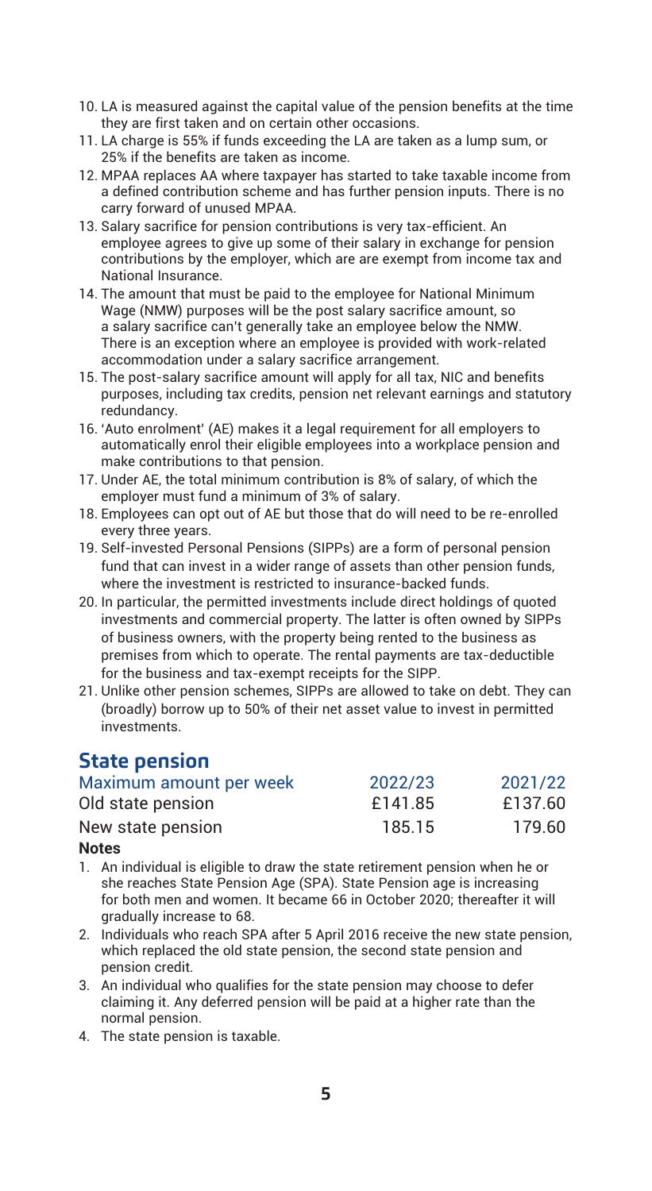10. LA is measured against the capital value of the pension benefits at the time they are first taken and on certain other occasions.
11. LA charge is 55% if funds exceeding the LA are taken as a lump sum, or 25% if the benefits are taken as income.
12. MPAA replaces AA where taxpayer has started to take taxable income from a defined contribution scheme and has further pension inputs. There is no carry forward of unused MPAA.
13. Salary sacrifice for pension contributions is very tax-efficient. An employee agrees to give up some of their salary in exchange for pension contributions by the employer, which are are exempt from income tax and National Insurance.
14. The amount that must be paid to the employee for National Minimum Wage (NMW) purposes will be the post salary sacrifice amount, so a salary sacrifice can't generally take an employee below the NMW. There is an exception where an employee is provided with work-related accommodation under a salary sacrifice arrangement.
15. The post-salary sacrifice amount will apply for all tax, NIC and benefits purposes, including tax credits, pension net relevant earnings and statutory redundancy.
16. 'Auto enrolment' (AE) makes it a legal requirement for all employers to automatically enrol their eligible employees into a workplace pension and make contributions to that pension.
17. Under AE, the total minimum contribution is 8% of salary, of which the employer must fund a minimum of 3% of salary.
18. Employees can opt out of AE but those that do will need to be re-enrolled every three years.
19. Self-invested Personal Pensions (SIPPs) are a form of personal pension fund that can invest in a wider range of assets than other pension funds, where the investment is restricted to insurance-backed funds.
20. In particular, the permitted investments include direct holdings of quoted investments and commercial property. The latter is often owned by SIPPs of business owners, with the property being rented to the business as premises from which to operate. The rental payments are tax-deductible for the business and tax-exempt receipts for the SIPP.
21. Unlike other pension schemes, SIPPs are allowed to take on debt. They can (broadly) borrow up to 50% of their net asset value to invest in permitted investments.

## State pension

| Maximum amount per week | 2022/23 | 2021/22 |
|---|---|---|
| Old state pension | £141.85 | £137.60 |
| New state pension | 185.15 | 179.60 |

**Notes**

1. An individual is eligible to draw the state retirement pension when he or she reaches State Pension Age (SPA). State Pension age is increasing for both men and women. It became 66 in October 2020; thereafter it will gradually increase to 68.
2. Individuals who reach SPA after 5 April 2016 receive the new state pension, which replaced the old state pension, the second state pension and pension credit.
3. An individual who qualifies for the state pension may choose to defer claiming it. Any deferred pension will be paid at a higher rate than the normal pension.
4. The state pension is taxable.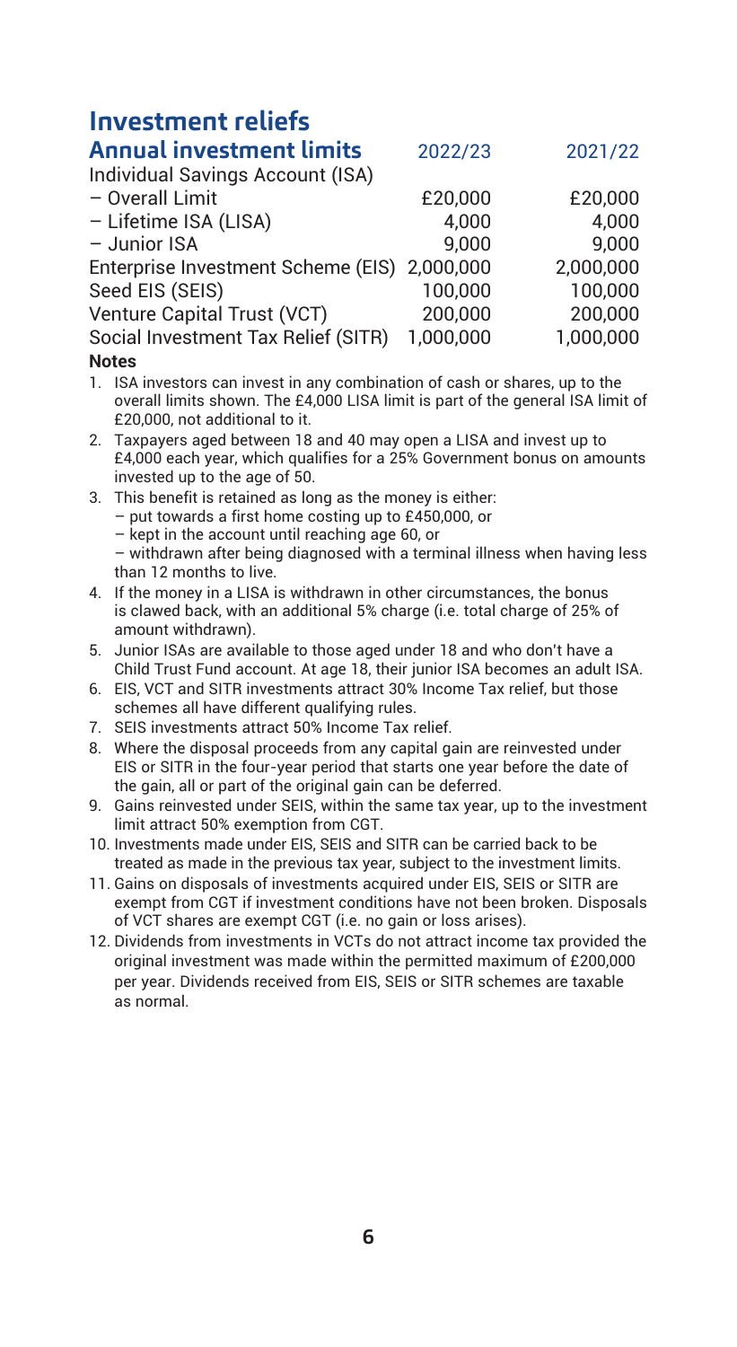# Investment reliefs

## Annual investment limits

| Annual investment limits | 2022/23 | 2021/22 |
|---|---|---|
| Individual Savings Account (ISA) | | |
| – Overall Limit | £20,000 | £20,000 |
| – Lifetime ISA (LISA) | 4,000 | 4,000 |
| – Junior ISA | 9,000 | 9,000 |
| Enterprise Investment Scheme (EIS) | 2,000,000 | 2,000,000 |
| Seed EIS (SEIS) | 100,000 | 100,000 |
| Venture Capital Trust (VCT) | 200,000 | 200,000 |
| Social Investment Tax Relief (SITR) | 1,000,000 | 1,000,000 |

**Notes**

1. ISA investors can invest in any combination of cash or shares, up to the overall limits shown. The £4,000 LISA limit is part of the general ISA limit of £20,000, not additional to it.
2. Taxpayers aged between 18 and 40 may open a LISA and invest up to £4,000 each year, which qualifies for a 25% Government bonus on amounts invested up to the age of 50.
3. This benefit is retained as long as the money is either:
   – put towards a first home costing up to £450,000, or
   – kept in the account until reaching age 60, or
   – withdrawn after being diagnosed with a terminal illness when having less than 12 months to live.
4. If the money in a LISA is withdrawn in other circumstances, the bonus is clawed back, with an additional 5% charge (i.e. total charge of 25% of amount withdrawn).
5. Junior ISAs are available to those aged under 18 and who don't have a Child Trust Fund account. At age 18, their junior ISA becomes an adult ISA.
6. EIS, VCT and SITR investments attract 30% Income Tax relief, but those schemes all have different qualifying rules.
7. SEIS investments attract 50% Income Tax relief.
8. Where the disposal proceeds from any capital gain are reinvested under EIS or SITR in the four-year period that starts one year before the date of the gain, all or part of the original gain can be deferred.
9. Gains reinvested under SEIS, within the same tax year, up to the investment limit attract 50% exemption from CGT.
10. Investments made under EIS, SEIS and SITR can be carried back to be treated as made in the previous tax year, subject to the investment limits.
11. Gains on disposals of investments acquired under EIS, SEIS or SITR are exempt from CGT if investment conditions have not been broken. Disposals of VCT shares are exempt CGT (i.e. no gain or loss arises).
12. Dividends from investments in VCTs do not attract income tax provided the original investment was made within the permitted maximum of £200,000 per year. Dividends received from EIS, SEIS or SITR schemes are taxable as normal.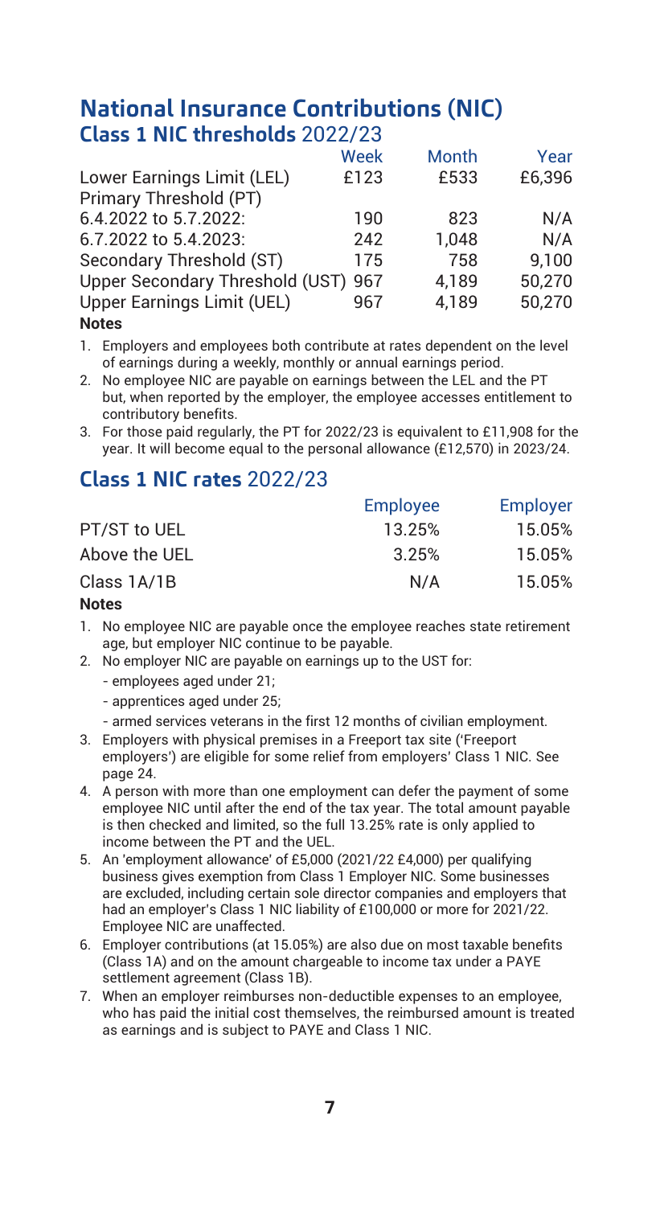# National Insurance Contributions (NIC)

## Class 1 NIC thresholds 2022/23

| | Week | Month | Year |
|---|---|---|---|
| Lower Earnings Limit (LEL) | £123 | £533 | £6,396 |
| Primary Threshold (PT) | | | |
| 6.4.2022 to 5.7.2022: | 190 | 823 | N/A |
| 6.7.2022 to 5.4.2023: | 242 | 1,048 | N/A |
| Secondary Threshold (ST) | 175 | 758 | 9,100 |
| Upper Secondary Threshold (UST) | 967 | 4,189 | 50,270 |
| Upper Earnings Limit (UEL) | 967 | 4,189 | 50,270 |

**Notes**

1. Employers and employees both contribute at rates dependent on the level of earnings during a weekly, monthly or annual earnings period.
2. No employee NIC are payable on earnings between the LEL and the PT but, when reported by the employer, the employee accesses entitlement to contributory benefits.
3. For those paid regularly, the PT for 2022/23 is equivalent to £11,908 for the year. It will become equal to the personal allowance (£12,570) in 2023/24.

## Class 1 NIC rates 2022/23

| | Employee | Employer |
|---|---|---|
| PT/ST to UEL | 13.25% | 15.05% |
| Above the UEL | 3.25% | 15.05% |
| Class 1A/1B | N/A | 15.05% |

**Notes**

1. No employee NIC are payable once the employee reaches state retirement age, but employer NIC continue to be payable.
2. No employer NIC are payable on earnings up to the UST for:
   - employees aged under 21;
   - apprentices aged under 25;
   - armed services veterans in the first 12 months of civilian employment.
3. Employers with physical premises in a Freeport tax site ('Freeport employers') are eligible for some relief from employers' Class 1 NIC. See page 24.
4. A person with more than one employment can defer the payment of some employee NIC until after the end of the tax year. The total amount payable is then checked and limited, so the full 13.25% rate is only applied to income between the PT and the UEL.
5. An 'employment allowance' of £5,000 (2021/22 £4,000) per qualifying business gives exemption from Class 1 Employer NIC. Some businesses are excluded, including certain sole director companies and employers that had an employer's Class 1 NIC liability of £100,000 or more for 2021/22. Employee NIC are unaffected.
6. Employer contributions (at 15.05%) are also due on most taxable benefits (Class 1A) and on the amount chargeable to income tax under a PAYE settlement agreement (Class 1B).
7. When an employer reimburses non-deductible expenses to an employee, who has paid the initial cost themselves, the reimbursed amount is treated as earnings and is subject to PAYE and Class 1 NIC.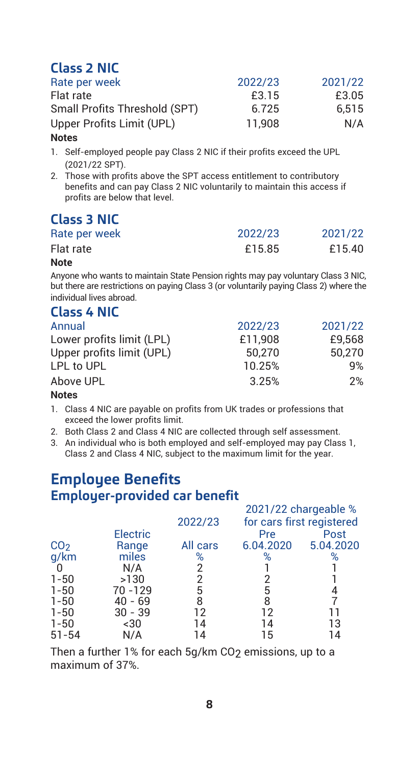## Class 2 NIC

| Rate per week | 2022/23 | 2021/22 |
|---|---|---|
| Flat rate | £3.15 | £3.05 |
| Small Profits Threshold (SPT) | 6.725 | 6,515 |
| Upper Profits Limit (UPL) | 11,908 | N/A |

**Notes**

1. Self-employed people pay Class 2 NIC if their profits exceed the UPL (2021/22 SPT).
2. Those with profits above the SPT access entitlement to contributory benefits and can pay Class 2 NIC voluntarily to maintain this access if profits are below that level.

## Class 3 NIC

| Rate per week | 2022/23 | 2021/22 |
|---|---|---|
| Flat rate | £15.85 | £15.40 |

**Note**

Anyone who wants to maintain State Pension rights may pay voluntary Class 3 NIC, but there are restrictions on paying Class 3 (or voluntarily paying Class 2) where the individual lives abroad.

## Class 4 NIC

| Annual | 2022/23 | 2021/22 |
|---|---|---|
| Lower profits limit (LPL) | £11,908 | £9,568 |
| Upper profits limit (UPL) | 50,270 | 50,270 |
| LPL to UPL | 10.25% | 9% |
| Above UPL | 3.25% | 2% |

**Notes**

1. Class 4 NIC are payable on profits from UK trades or professions that exceed the lower profits limit.
2. Both Class 2 and Class 4 NIC are collected through self assessment.
3. An individual who is both employed and self-employed may pay Class 1, Class 2 and Class 4 NIC, subject to the maximum limit for the year.

# Employee Benefits

## Employer-provided car benefit

| | | 2022/23 | 2021/22 chargeable % for cars first registered | |
|---|---|---|---|---|
| $CO_2$ g/km | Electric Range miles | All cars % | Pre 6.04.2020 % | Post 5.04.2020 % |
| 0 | N/A | 2 | 1 | 1 |
| 1-50 | >130 | 2 | 2 | 1 |
| 1-50 | 70 -129 | 5 | 5 | 4 |
| 1-50 | 40 - 69 | 8 | 8 | 7 |
| 1-50 | 30 - 39 | 12 | 12 | 11 |
| 1-50 | <30 | 14 | 14 | 13 |
| 51-54 | N/A | 14 | 15 | 14 |

Then a further 1% for each 5g/km $CO_2$ emissions, up to a maximum of 37%.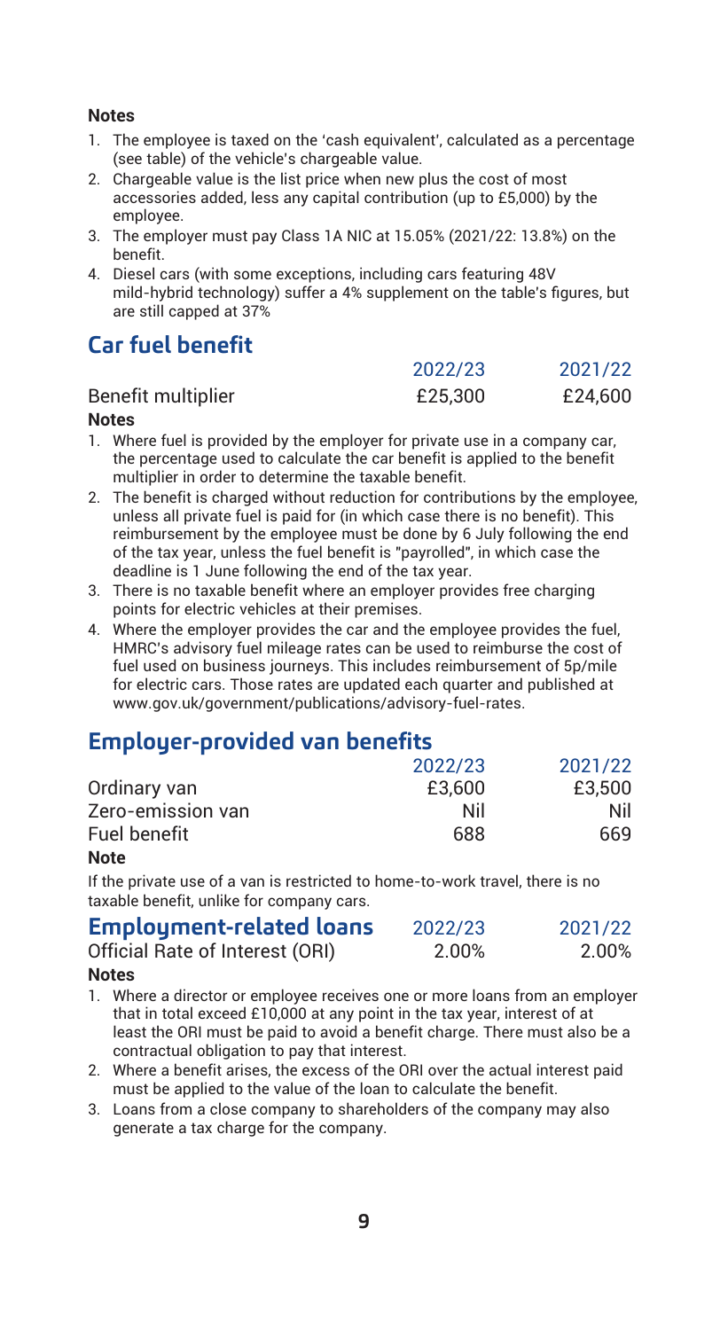**Notes**

1. The employee is taxed on the 'cash equivalent', calculated as a percentage (see table) of the vehicle's chargeable value.
2. Chargeable value is the list price when new plus the cost of most accessories added, less any capital contribution (up to £5,000) by the employee.
3. The employer must pay Class 1A NIC at 15.05% (2021/22: 13.8%) on the benefit.
4. Diesel cars (with some exceptions, including cars featuring 48V mild-hybrid technology) suffer a 4% supplement on the table's figures, but are still capped at 37%

## Car fuel benefit

| | 2022/23 | 2021/22 |
|---|---|---|
| Benefit multiplier | £25,300 | £24,600 |

**Notes**

1. Where fuel is provided by the employer for private use in a company car, the percentage used to calculate the car benefit is applied to the benefit multiplier in order to determine the taxable benefit.
2. The benefit is charged without reduction for contributions by the employee, unless all private fuel is paid for (in which case there is no benefit). This reimbursement by the employee must be done by 6 July following the end of the tax year, unless the fuel benefit is "payrolled", in which case the deadline is 1 June following the end of the tax year.
3. There is no taxable benefit where an employer provides free charging points for electric vehicles at their premises.
4. Where the employer provides the car and the employee provides the fuel, HMRC's advisory fuel mileage rates can be used to reimburse the cost of fuel used on business journeys. This includes reimbursement of 5p/mile for electric cars. Those rates are updated each quarter and published at www.gov.uk/government/publications/advisory-fuel-rates.

## Employer-provided van benefits

| | 2022/23 | 2021/22 |
|---|---|---|
| Ordinary van | £3,600 | £3,500 |
| Zero-emission van | Nil | Nil |
| Fuel benefit | 688 | 669 |

**Note**

If the private use of a van is restricted to home-to-work travel, there is no taxable benefit, unlike for company cars.

## Employment-related loans

| | 2022/23 | 2021/22 |
|---|---|---|
| Official Rate of Interest (ORI) | 2.00% | 2.00% |

**Notes**

1. Where a director or employee receives one or more loans from an employer that in total exceed £10,000 at any point in the tax year, interest of at least the ORI must be paid to avoid a benefit charge. There must also be a contractual obligation to pay that interest.
2. Where a benefit arises, the excess of the ORI over the actual interest paid must be applied to the value of the loan to calculate the benefit.
3. Loans from a close company to shareholders of the company may also generate a tax charge for the company.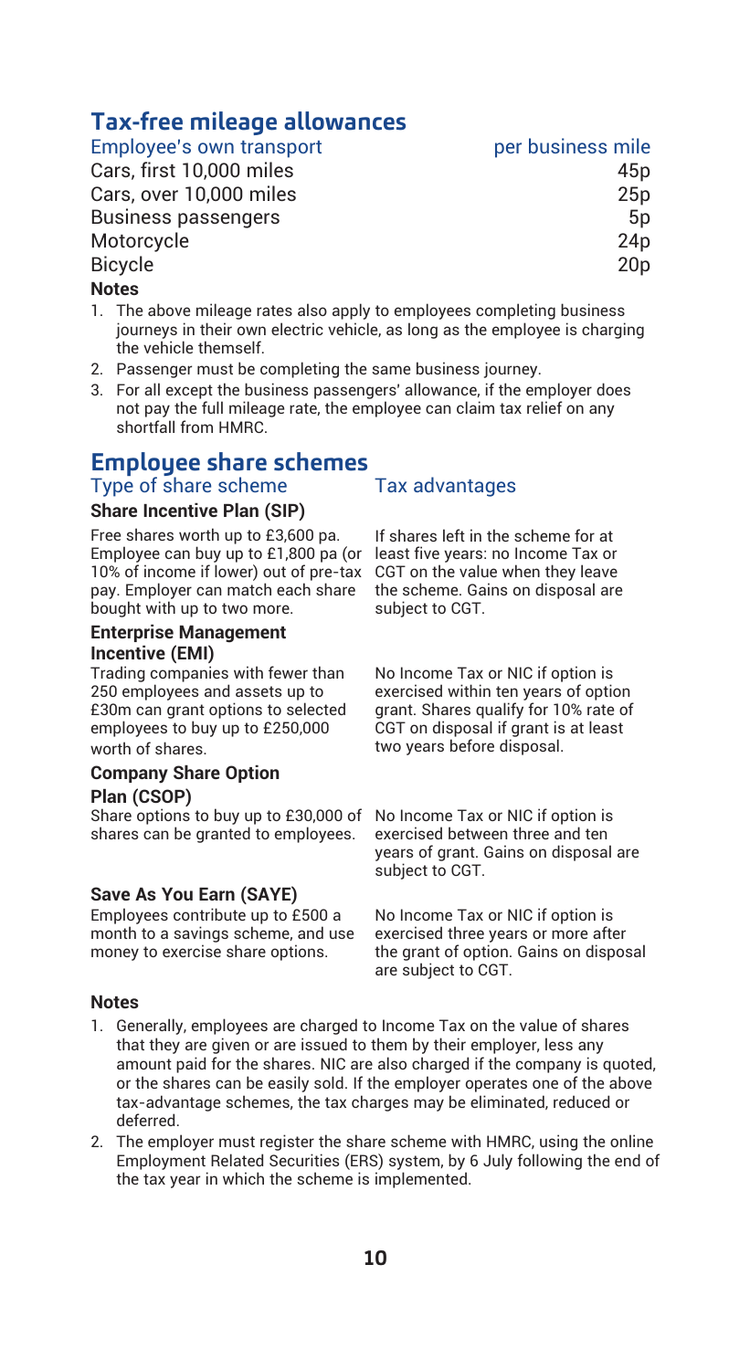## Tax-free mileage allowances

| Employee's own transport | per business mile |
| --- | --- |
| Cars, first 10,000 miles | 45p |
| Cars, over 10,000 miles | 25p |
| Business passengers | 5p |
| Motorcycle | 24p |
| Bicycle | 20p |

**Notes**

1. The above mileage rates also apply to employees completing business journeys in their own electric vehicle, as long as the employee is charging the vehicle themself.
2. Passenger must be completing the same business journey.
3. For all except the business passengers' allowance, if the employer does not pay the full mileage rate, the employee can claim tax relief on any shortfall from HMRC.

## Employee share schemes

| Type of share scheme | Tax advantages |
| --- | --- |
| **Share Incentive Plan (SIP)**<br>Free shares worth up to £3,600 pa. Employee can buy up to £1,800 pa (or 10% of income if lower) out of pre-tax pay. Employer can match each share bought with up to two more. | If shares left in the scheme for at least five years: no Income Tax or CGT on the value when they leave the scheme. Gains on disposal are subject to CGT. |
| **Enterprise Management Incentive (EMI)**<br>Trading companies with fewer than 250 employees and assets up to £30m can grant options to selected employees to buy up to £250,000 worth of shares. | No Income Tax or NIC if option is exercised within ten years of option grant. Shares qualify for 10% rate of CGT on disposal if grant is at least two years before disposal. |
| **Company Share Option Plan (CSOP)**<br>Share options to buy up to £30,000 of shares can be granted to employees. | No Income Tax or NIC if option is exercised between three and ten years of grant. Gains on disposal are subject to CGT. |
| **Save As You Earn (SAYE)**<br>Employees contribute up to £500 a month to a savings scheme, and use money to exercise share options. | No Income Tax or NIC if option is exercised three years or more after the grant of option. Gains on disposal are subject to CGT. |

**Notes**

1. Generally, employees are charged to Income Tax on the value of shares that they are given or are issued to them by their employer, less any amount paid for the shares. NIC are also charged if the company is quoted, or the shares can be easily sold. If the employer operates one of the above tax-advantage schemes, the tax charges may be eliminated, reduced or deferred.
2. The employer must register the share scheme with HMRC, using the online Employment Related Securities (ERS) system, by 6 July following the end of the tax year in which the scheme is implemented.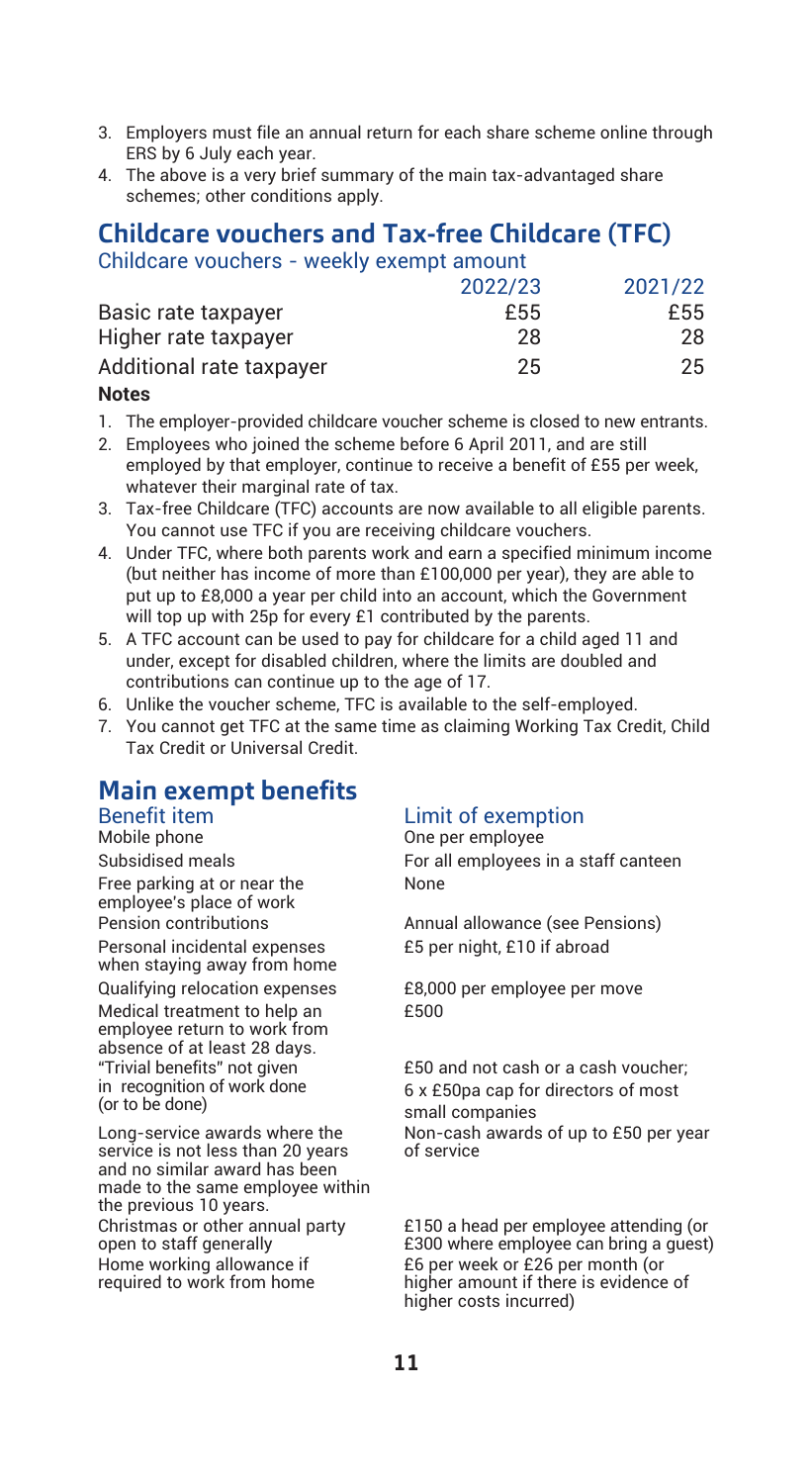3. Employers must file an annual return for each share scheme online through ERS by 6 July each year.
4. The above is a very brief summary of the main tax-advantaged share schemes; other conditions apply.

## Childcare vouchers and Tax-free Childcare (TFC)

### Childcare vouchers - weekly exempt amount

| | 2022/23 | 2021/22 |
|---|---|---|
| Basic rate taxpayer | £55 | £55 |
| Higher rate taxpayer | 28 | 28 |
| Additional rate taxpayer | 25 | 25 |

**Notes**

1. The employer-provided childcare voucher scheme is closed to new entrants.
2. Employees who joined the scheme before 6 April 2011, and are still employed by that employer, continue to receive a benefit of £55 per week, whatever their marginal rate of tax.
3. Tax-free Childcare (TFC) accounts are now available to all eligible parents. You cannot use TFC if you are receiving childcare vouchers.
4. Under TFC, where both parents work and earn a specified minimum income (but neither has income of more than £100,000 per year), they are able to put up to £8,000 a year per child into an account, which the Government will top up with 25p for every £1 contributed by the parents.
5. A TFC account can be used to pay for childcare for a child aged 11 and under, except for disabled children, where the limits are doubled and contributions can continue up to the age of 17.
6. Unlike the voucher scheme, TFC is available to the self-employed.
7. You cannot get TFC at the same time as claiming Working Tax Credit, Child Tax Credit or Universal Credit.

## Main exempt benefits

| Benefit item | Limit of exemption |
|---|---|
| Mobile phone | One per employee |
| Subsidised meals | For all employees in a staff canteen |
| Free parking at or near the employee's place of work | None |
| Pension contributions | Annual allowance (see Pensions) |
| Personal incidental expenses when staying away from home | £5 per night, £10 if abroad |
| Qualifying relocation expenses | £8,000 per employee per move |
| Medical treatment to help an employee return to work from absence of at least 28 days. | £500 |
| "Trivial benefits" not given in recognition of work done (or to be done) | £50 and not cash or a cash voucher; 6 x £50pa cap for directors of most small companies |
| Long-service awards where the service is not less than 20 years and no similar award has been made to the same employee within the previous 10 years. | Non-cash awards of up to £50 per year of service |
| Christmas or other annual party open to staff generally | £150 a head per employee attending (or £300 where employee can bring a guest) |
| Home working allowance if required to work from home | £6 per week or £26 per month (or higher amount if there is evidence of higher costs incurred) |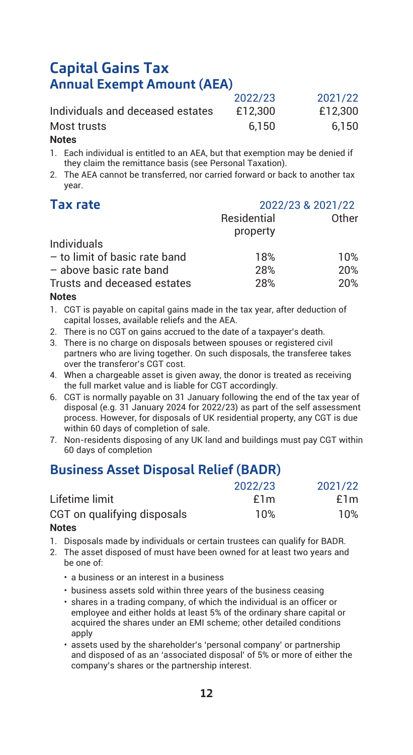# Capital Gains Tax

## Annual Exempt Amount (AEA)

| | 2022/23 | 2021/22 |
|---|---|---|
| Individuals and deceased estates | £12,300 | £12,300 |
| Most trusts | 6,150 | 6,150 |

**Notes**

1. Each individual is entitled to an AEA, but that exemption may be denied if they claim the remittance basis (see Personal Taxation).
2. The AEA cannot be transferred, nor carried forward or back to another tax year.

## Tax rate

| | 2022/23 & 2021/22 | |
|---|---|---|
| | Residential property | Other |
| Individuals | | |
| – to limit of basic rate band | 18% | 10% |
| – above basic rate band | 28% | 20% |
| Trusts and deceased estates | 28% | 20% |

**Notes**

1. CGT is payable on capital gains made in the tax year, after deduction of capital losses, available reliefs and the AEA.
2. There is no CGT on gains accrued to the date of a taxpayer's death.
3. There is no charge on disposals between spouses or registered civil partners who are living together. On such disposals, the transferee takes over the transferor's CGT cost.
4. When a chargeable asset is given away, the donor is treated as receiving the full market value and is liable for CGT accordingly.
6. CGT is normally payable on 31 January following the end of the tax year of disposal (e.g. 31 January 2024 for 2022/23) as part of the self assessment process. However, for disposals of UK residential property, any CGT is due within 60 days of completion of sale.
7. Non-residents disposing of any UK land and buildings must pay CGT within 60 days of completion

## Business Asset Disposal Relief (BADR)

| | 2022/23 | 2021/22 |
|---|---|---|
| Lifetime limit | £1m | £1m |
| CGT on qualifying disposals | 10% | 10% |

**Notes**

1. Disposals made by individuals or certain trustees can qualify for BADR.
2. The asset disposed of must have been owned for at least two years and be one of:
   - a business or an interest in a business
   - business assets sold within three years of the business ceasing
   - shares in a trading company, of which the individual is an officer or employee and either holds at least 5% of the ordinary share capital or acquired the shares under an EMI scheme; other detailed conditions apply
   - assets used by the shareholder's 'personal company' or partnership and disposed of as an 'associated disposal' of 5% or more of either the company's shares or the partnership interest.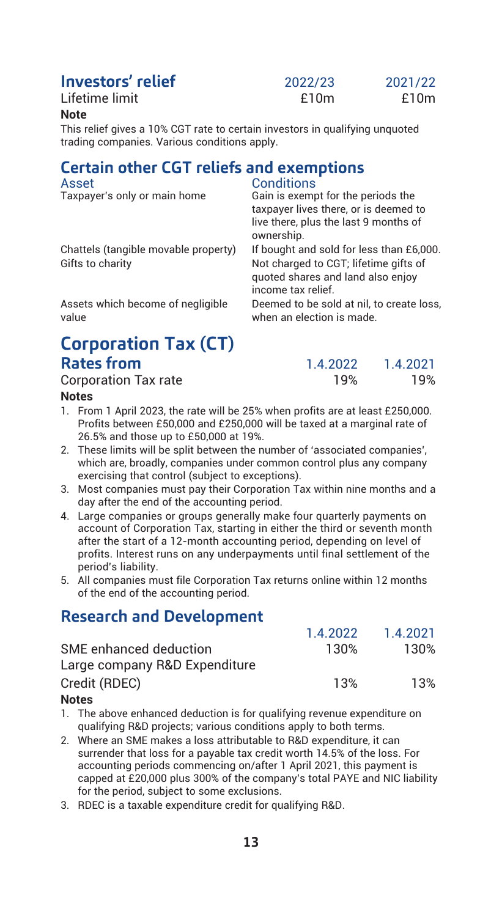## Investors' relief

| | 2022/23 | 2021/22 |
|---|---|---|
| Lifetime limit | £10m | £10m |

**Note**

This relief gives a 10% CGT rate to certain investors in qualifying unquoted trading companies. Various conditions apply.

## Certain other CGT reliefs and exemptions

| Asset | Conditions |
|---|---|
| Taxpayer's only or main home | Gain is exempt for the periods the taxpayer lives there, or is deemed to live there, plus the last 9 months of ownership. |
| Chattels (tangible movable property) | If bought and sold for less than £6,000. |
| Gifts to charity | Not charged to CGT; lifetime gifts of quoted shares and land also enjoy income tax relief. |
| Assets which become of negligible value | Deemed to be sold at nil, to create loss, when an election is made. |

# Corporation Tax (CT)

## Rates from

| | 1.4.2022 | 1.4.2021 |
|---|---|---|
| Corporation Tax rate | 19% | 19% |

**Notes**

1. From 1 April 2023, the rate will be 25% when profits are at least £250,000. Profits between £50,000 and £250,000 will be taxed at a marginal rate of 26.5% and those up to £50,000 at 19%.
2. These limits will be split between the number of 'associated companies', which are, broadly, companies under common control plus any company exercising that control (subject to exceptions).
3. Most companies must pay their Corporation Tax within nine months and a day after the end of the accounting period.
4. Large companies or groups generally make four quarterly payments on account of Corporation Tax, starting in either the third or seventh month after the start of a 12-month accounting period, depending on level of profits. Interest runs on any underpayments until final settlement of the period's liability.
5. All companies must file Corporation Tax returns online within 12 months of the end of the accounting period.

## Research and Development

| | 1.4.2022 | 1.4.2021 |
|---|---|---|
| SME enhanced deduction | 130% | 130% |
| Large company R&D Expenditure Credit (RDEC) | 13% | 13% |

**Notes**

1. The above enhanced deduction is for qualifying revenue expenditure on qualifying R&D projects; various conditions apply to both terms.
2. Where an SME makes a loss attributable to R&D expenditure, it can surrender that loss for a payable tax credit worth 14.5% of the loss. For accounting periods commencing on/after 1 April 2021, this payment is capped at £20,000 plus 300% of the company's total PAYE and NIC liability for the period, subject to some exclusions.
3. RDEC is a taxable expenditure credit for qualifying R&D.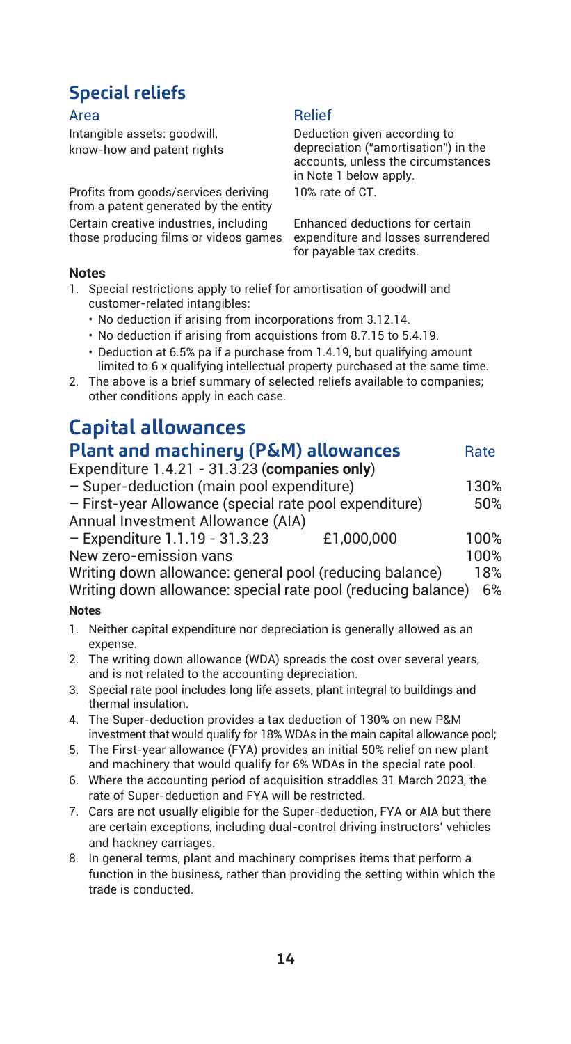## Special reliefs

| Area | Relief |
| --- | --- |
| Intangible assets: goodwill, know-how and patent rights | Deduction given according to depreciation ("amortisation") in the accounts, unless the circumstances in Note 1 below apply. |
| Profits from goods/services deriving from a patent generated by the entity | 10% rate of CT. |
| Certain creative industries, including those producing films or videos games | Enhanced deductions for certain expenditure and losses surrendered for payable tax credits. |

**Notes**

1. Special restrictions apply to relief for amortisation of goodwill and customer-related intangibles:
   - No deduction if arising from incorporations from 3.12.14.
   - No deduction if arising from acquistions from 8.7.15 to 5.4.19.
   - Deduction at 6.5% pa if a purchase from 1.4.19, but qualifying amount limited to 6 x qualifying intellectual property purchased at the same time.
2. The above is a brief summary of selected reliefs available to companies; other conditions apply in each case.

# Capital allowances

## Plant and machinery (P&M) allowances

| Plant and machinery (P&M) allowances | | Rate |
| --- | --- | --- |
| Expenditure 1.4.21 - 31.3.23 (**companies only**) | | |
| – Super-deduction (main pool expenditure) | | 130% |
| – First-year Allowance (special rate pool expenditure) | | 50% |
| Annual Investment Allowance (AIA) | | |
| – Expenditure 1.1.19 - 31.3.23 | £1,000,000 | 100% |
| New zero-emission vans | | 100% |
| Writing down allowance: general pool (reducing balance) | | 18% |
| Writing down allowance: special rate pool (reducing balance) | | 6% |

**Notes**

1. Neither capital expenditure nor depreciation is generally allowed as an expense.
2. The writing down allowance (WDA) spreads the cost over several years, and is not related to the accounting depreciation.
3. Special rate pool includes long life assets, plant integral to buildings and thermal insulation.
4. The Super-deduction provides a tax deduction of 130% on new P&M investment that would qualify for 18% WDAs in the main capital allowance pool;
5. The First-year allowance (FYA) provides an initial 50% relief on new plant and machinery that would qualify for 6% WDAs in the special rate pool.
6. Where the accounting period of acquisition straddles 31 March 2023, the rate of Super-deduction and FYA will be restricted.
7. Cars are not usually eligible for the Super-deduction, FYA or AIA but there are certain exceptions, including dual-control driving instructors' vehicles and hackney carriages.
8. In general terms, plant and machinery comprises items that perform a function in the business, rather than providing the setting within which the trade is conducted.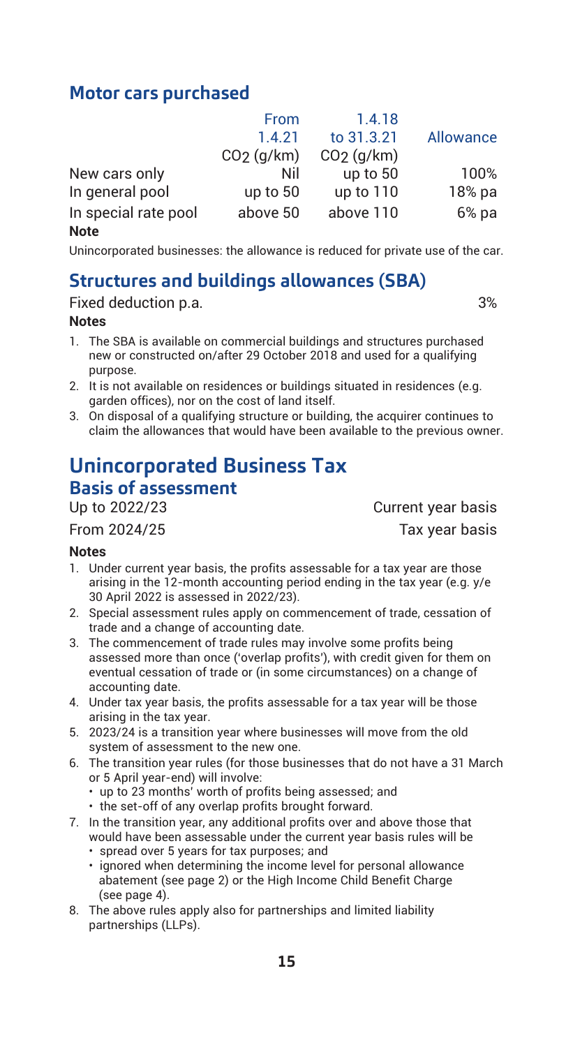## Motor cars purchased

| | From 1.4.21 $CO_2$ (g/km) | 1.4.18 to 31.3.21 $CO_2$ (g/km) | Allowance |
|---|---|---|---|
| New cars only | Nil | up to 50 | 100% |
| In general pool | up to 50 | up to 110 | 18% pa |
| In special rate pool | above 50 | above 110 | 6% pa |

**Note**

Unincorporated businesses: the allowance is reduced for private use of the car.

## Structures and buildings allowances (SBA)

Fixed deduction p.a. 3%

**Notes**

1. The SBA is available on commercial buildings and structures purchased new or constructed on/after 29 October 2018 and used for a qualifying purpose.
2. It is not available on residences or buildings situated in residences (e.g. garden offices), nor on the cost of land itself.
3. On disposal of a qualifying structure or building, the acquirer continues to claim the allowances that would have been available to the previous owner.

# Unincorporated Business Tax

## Basis of assessment

| | |
|---|---|
| Up to 2022/23 | Current year basis |
| From 2024/25 | Tax year basis |

**Notes**

1. Under current year basis, the profits assessable for a tax year are those arising in the 12-month accounting period ending in the tax year (e.g. y/e 30 April 2022 is assessed in 2022/23).
2. Special assessment rules apply on commencement of trade, cessation of trade and a change of accounting date.
3. The commencement of trade rules may involve some profits being assessed more than once ('overlap profits'), with credit given for them on eventual cessation of trade or (in some circumstances) on a change of accounting date.
4. Under tax year basis, the profits assessable for a tax year will be those arising in the tax year.
5. 2023/24 is a transition year where businesses will move from the old system of assessment to the new one.
6. The transition year rules (for those businesses that do not have a 31 March or 5 April year-end) will involve:
   - up to 23 months' worth of profits being assessed; and
   - the set-off of any overlap profits brought forward.
7. In the transition year, any additional profits over and above those that would have been assessable under the current year basis rules will be
   - spread over 5 years for tax purposes; and
   - ignored when determining the income level for personal allowance abatement (see page 2) or the High Income Child Benefit Charge (see page 4).
8. The above rules apply also for partnerships and limited liability partnerships (LLPs).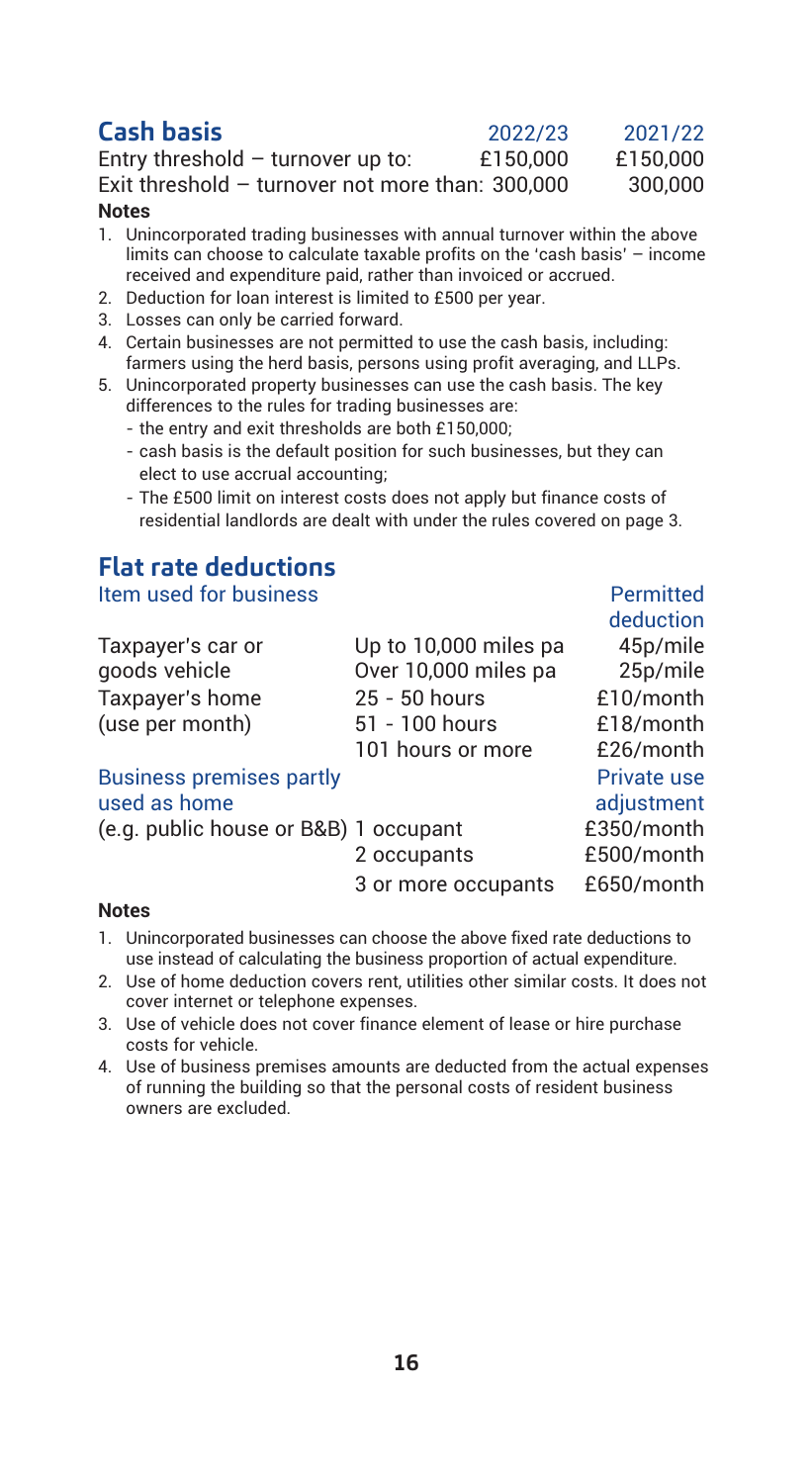## Cash basis

| | 2022/23 | 2021/22 |
|---|---|---|
| Entry threshold – turnover up to: | £150,000 | £150,000 |
| Exit threshold – turnover not more than: | 300,000 | 300,000 |

**Notes**

1. Unincorporated trading businesses with annual turnover within the above limits can choose to calculate taxable profits on the 'cash basis' – income received and expenditure paid, rather than invoiced or accrued.
2. Deduction for loan interest is limited to £500 per year.
3. Losses can only be carried forward.
4. Certain businesses are not permitted to use the cash basis, including: farmers using the herd basis, persons using profit averaging, and LLPs.
5. Unincorporated property businesses can use the cash basis. The key differences to the rules for trading businesses are:
   - the entry and exit thresholds are both £150,000;
   - cash basis is the default position for such businesses, but they can elect to use accrual accounting;
   - The £500 limit on interest costs does not apply but finance costs of residential landlords are dealt with under the rules covered on page 3.

## Flat rate deductions

| Item used for business | | Permitted deduction |
|---|---|---|
| Taxpayer's car or goods vehicle | Up to 10,000 miles pa | 45p/mile |
| | Over 10,000 miles pa | 25p/mile |
| Taxpayer's home (use per month) | 25 - 50 hours | £10/month |
| | 51 - 100 hours | £18/month |
| | 101 hours or more | £26/month |
| **Business premises partly used as home** | | **Private use adjustment** |
| (e.g. public house or B&B) | 1 occupant | £350/month |
| | 2 occupants | £500/month |
| | 3 or more occupants | £650/month |

**Notes**

1. Unincorporated businesses can choose the above fixed rate deductions to use instead of calculating the business proportion of actual expenditure.
2. Use of home deduction covers rent, utilities other similar costs. It does not cover internet or telephone expenses.
3. Use of vehicle does not cover finance element of lease or hire purchase costs for vehicle.
4. Use of business premises amounts are deducted from the actual expenses of running the building so that the personal costs of resident business owners are excluded.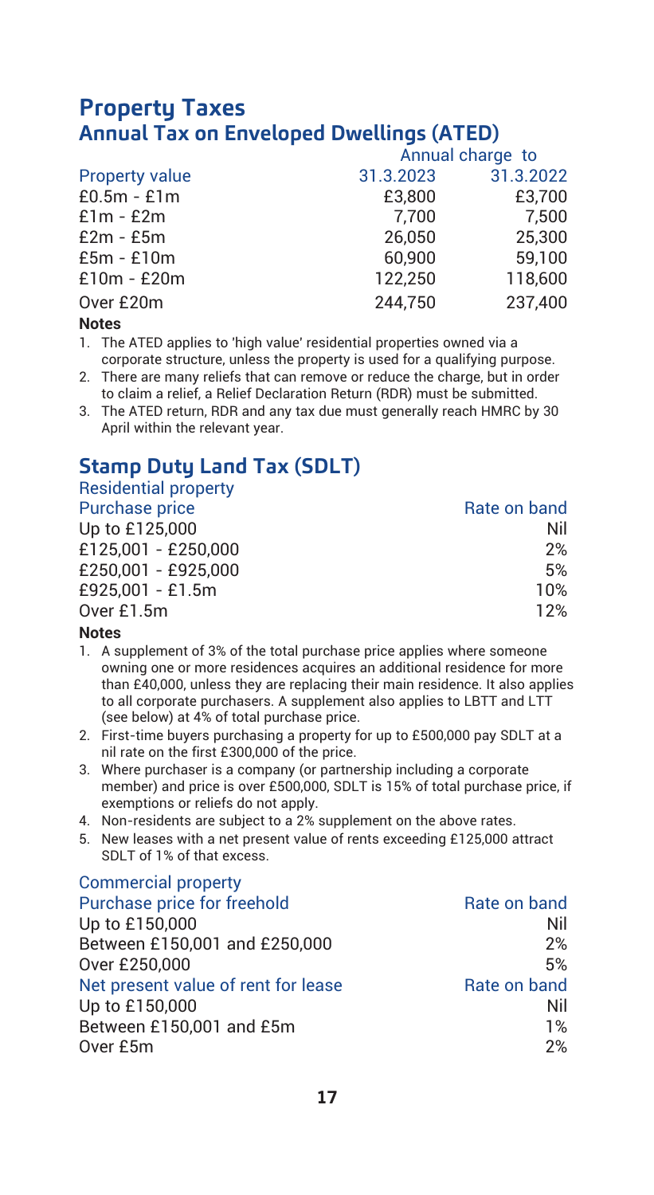# Property Taxes

## Annual Tax on Enveloped Dwellings (ATED)

| Property value | Annual charge to 31.3.2023 | Annual charge to 31.3.2022 |
|---|---|---|
| £0.5m - £1m | £3,800 | £3,700 |
| £1m - £2m | 7,700 | 7,500 |
| £2m - £5m | 26,050 | 25,300 |
| £5m - £10m | 60,900 | 59,100 |
| £10m - £20m | 122,250 | 118,600 |
| Over £20m | 244,750 | 237,400 |

**Notes**

1. The ATED applies to 'high value' residential properties owned via a corporate structure, unless the property is used for a qualifying purpose.
2. There are many reliefs that can remove or reduce the charge, but in order to claim a relief, a Relief Declaration Return (RDR) must be submitted.
3. The ATED return, RDR and any tax due must generally reach HMRC by 30 April within the relevant year.

## Stamp Duty Land Tax (SDLT)

### Residential property

| Purchase price | Rate on band |
|---|---|
| Up to £125,000 | Nil |
| £125,001 - £250,000 | 2% |
| £250,001 - £925,000 | 5% |
| £925,001 - £1.5m | 10% |
| Over £1.5m | 12% |

**Notes**

1. A supplement of 3% of the total purchase price applies where someone owning one or more residences acquires an additional residence for more than £40,000, unless they are replacing their main residence. It also applies to all corporate purchasers. A supplement also applies to LBTT and LTT (see below) at 4% of total purchase price.
2. First-time buyers purchasing a property for up to £500,000 pay SDLT at a nil rate on the first £300,000 of the price.
3. Where purchaser is a company (or partnership including a corporate member) and price is over £500,000, SDLT is 15% of total purchase price, if exemptions or reliefs do not apply.
4. Non-residents are subject to a 2% supplement on the above rates.
5. New leases with a net present value of rents exceeding £125,000 attract SDLT of 1% of that excess.

### Commercial property

| Purchase price for freehold | Rate on band |
|---|---|
| Up to £150,000 | Nil |
| Between £150,001 and £250,000 | 2% |
| Over £250,000 | 5% |

| Net present value of rent for lease | Rate on band |
|---|---|
| Up to £150,000 | Nil |
| Between £150,001 and £5m | 1% |
| Over £5m | 2% |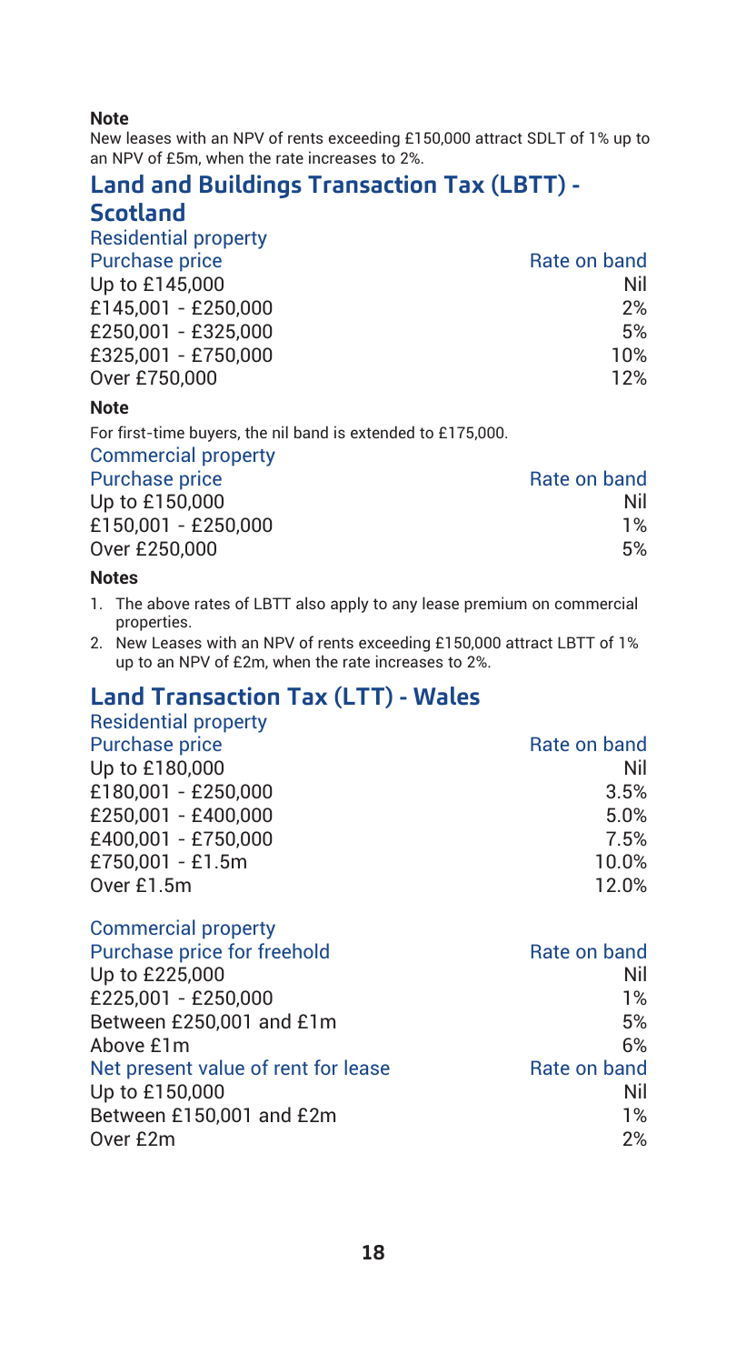**Note**

New leases with an NPV of rents exceeding £150,000 attract SDLT of 1% up to an NPV of £5m, when the rate increases to 2%.

## Land and Buildings Transaction Tax (LBTT) - Scotland

### Residential property

| Purchase price | Rate on band |
|---|---|
| Up to £145,000 | Nil |
| £145,001 - £250,000 | 2% |
| £250,001 - £325,000 | 5% |
| £325,001 - £750,000 | 10% |
| Over £750,000 | 12% |

**Note**

For first-time buyers, the nil band is extended to £175,000.

### Commercial property

| Purchase price | Rate on band |
|---|---|
| Up to £150,000 | Nil |
| £150,001 - £250,000 | 1% |
| Over £250,000 | 5% |

**Notes**

1. The above rates of LBTT also apply to any lease premium on commercial properties.
2. New Leases with an NPV of rents exceeding £150,000 attract LBTT of 1% up to an NPV of £2m, when the rate increases to 2%.

## Land Transaction Tax (LTT) - Wales

### Residential property

| Purchase price | Rate on band |
|---|---|
| Up to £180,000 | Nil |
| £180,001 - £250,000 | 3.5% |
| £250,001 - £400,000 | 5.0% |
| £400,001 - £750,000 | 7.5% |
| £750,001 - £1.5m | 10.0% |
| Over £1.5m | 12.0% |

### Commercial property

| Purchase price for freehold | Rate on band |
|---|---|
| Up to £225,000 | Nil |
| £225,001 - £250,000 | 1% |
| Between £250,001 and £1m | 5% |
| Above £1m | 6% |

| Net present value of rent for lease | Rate on band |
|---|---|
| Up to £150,000 | Nil |
| Between £150,001 and £2m | 1% |
| Over £2m | 2% |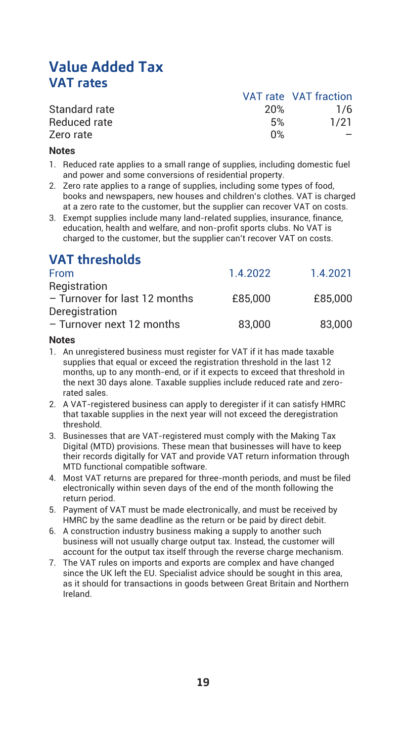# Value Added Tax

## VAT rates

| | VAT rate | VAT fraction |
|---|---|---|
| Standard rate | 20% | 1/6 |
| Reduced rate | 5% | 1/21 |
| Zero rate | 0% | – |

**Notes**

1. Reduced rate applies to a small range of supplies, including domestic fuel and power and some conversions of residential property.
2. Zero rate applies to a range of supplies, including some types of food, books and newspapers, new houses and children's clothes. VAT is charged at a zero rate to the customer, but the supplier can recover VAT on costs.
3. Exempt supplies include many land-related supplies, insurance, finance, education, health and welfare, and non-profit sports clubs. No VAT is charged to the customer, but the supplier can't recover VAT on costs.

## VAT thresholds

| From | 1.4.2022 | 1.4.2021 |
|---|---|---|
| Registration | | |
| – Turnover for last 12 months | £85,000 | £85,000 |
| Deregistration | | |
| – Turnover next 12 months | 83,000 | 83,000 |

**Notes**

1. An unregistered business must register for VAT if it has made taxable supplies that equal or exceed the registration threshold in the last 12 months, up to any month-end, or if it expects to exceed that threshold in the next 30 days alone. Taxable supplies include reduced rate and zero-rated sales.
2. A VAT-registered business can apply to deregister if it can satisfy HMRC that taxable supplies in the next year will not exceed the deregistration threshold.
3. Businesses that are VAT-registered must comply with the Making Tax Digital (MTD) provisions. These mean that businesses will have to keep their records digitally for VAT and provide VAT return information through MTD functional compatible software.
4. Most VAT returns are prepared for three-month periods, and must be filed electronically within seven days of the end of the month following the return period.
5. Payment of VAT must be made electronically, and must be received by HMRC by the same deadline as the return or be paid by direct debit.
6. A construction industry business making a supply to another such business will not usually charge output tax. Instead, the customer will account for the output tax itself through the reverse charge mechanism.
7. The VAT rules on imports and exports are complex and have changed since the UK left the EU. Specialist advice should be sought in this area, as it should for transactions in goods between Great Britain and Northern Ireland.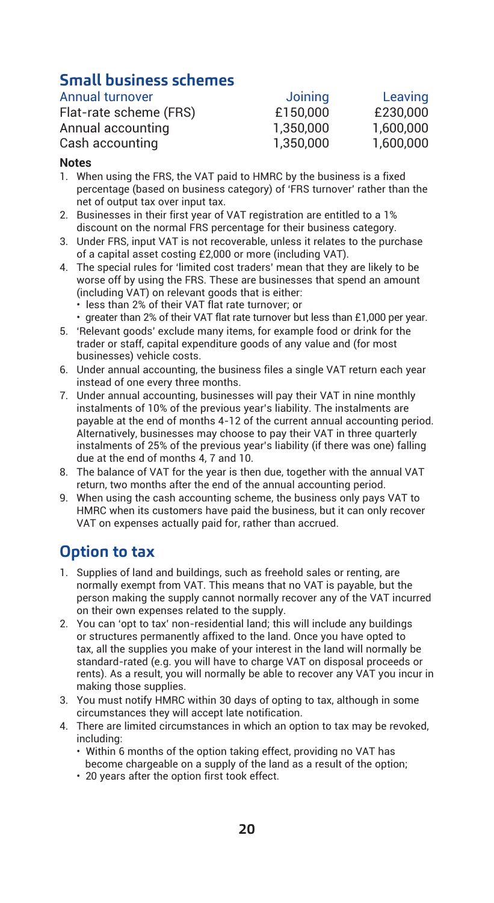## Small business schemes

| Annual turnover | Joining | Leaving |
|---|---|---|
| Flat-rate scheme (FRS) | £150,000 | £230,000 |
| Annual accounting | 1,350,000 | 1,600,000 |
| Cash accounting | 1,350,000 | 1,600,000 |

**Notes**

1. When using the FRS, the VAT paid to HMRC by the business is a fixed percentage (based on business category) of 'FRS turnover' rather than the net of output tax over input tax.
2. Businesses in their first year of VAT registration are entitled to a 1% discount on the normal FRS percentage for their business category.
3. Under FRS, input VAT is not recoverable, unless it relates to the purchase of a capital asset costing £2,000 or more (including VAT).
4. The special rules for 'limited cost traders' mean that they are likely to be worse off by using the FRS. These are businesses that spend an amount (including VAT) on relevant goods that is either:
   - less than 2% of their VAT flat rate turnover; or
   - greater than 2% of their VAT flat rate turnover but less than £1,000 per year.
5. 'Relevant goods' exclude many items, for example food or drink for the trader or staff, capital expenditure goods of any value and (for most businesses) vehicle costs.
6. Under annual accounting, the business files a single VAT return each year instead of one every three months.
7. Under annual accounting, businesses will pay their VAT in nine monthly instalments of 10% of the previous year's liability. The instalments are payable at the end of months 4-12 of the current annual accounting period. Alternatively, businesses may choose to pay their VAT in three quarterly instalments of 25% of the previous year's liability (if there was one) falling due at the end of months 4, 7 and 10.
8. The balance of VAT for the year is then due, together with the annual VAT return, two months after the end of the annual accounting period.
9. When using the cash accounting scheme, the business only pays VAT to HMRC when its customers have paid the business, but it can only recover VAT on expenses actually paid for, rather than accrued.

## Option to tax

1. Supplies of land and buildings, such as freehold sales or renting, are normally exempt from VAT. This means that no VAT is payable, but the person making the supply cannot normally recover any of the VAT incurred on their own expenses related to the supply.
2. You can 'opt to tax' non-residential land; this will include any buildings or structures permanently affixed to the land. Once you have opted to tax, all the supplies you make of your interest in the land will normally be standard-rated (e.g. you will have to charge VAT on disposal proceeds or rents). As a result, you will normally be able to recover any VAT you incur in making those supplies.
3. You must notify HMRC within 30 days of opting to tax, although in some circumstances they will accept late notification.
4. There are limited circumstances in which an option to tax may be revoked, including:
   - Within 6 months of the option taking effect, providing no VAT has become chargeable on a supply of the land as a result of the option;
   - 20 years after the option first took effect.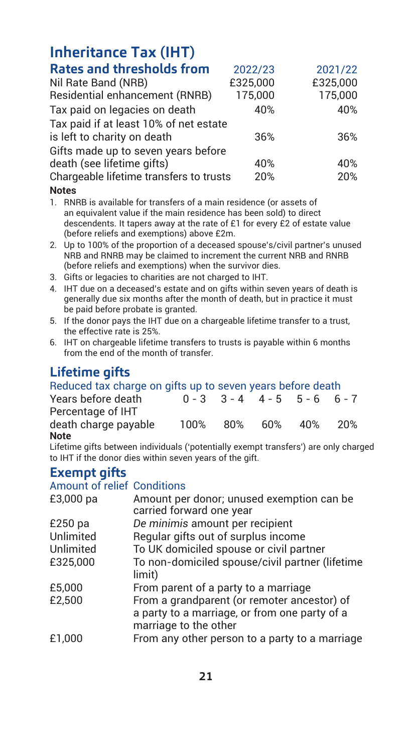# Inheritance Tax (IHT)

| Rates and thresholds from | 2022/23 | 2021/22 |
|---|---|---|
| Nil Rate Band (NRB) | £325,000 | £325,000 |
| Residential enhancement (RNRB) | 175,000 | 175,000 |
| Tax paid on legacies on death | 40% | 40% |
| Tax paid if at least 10% of net estate is left to charity on death | 36% | 36% |
| Gifts made up to seven years before death (see lifetime gifts) | 40% | 40% |
| Chargeable lifetime transfers to trusts | 20% | 20% |

**Notes**

1. RNRB is available for transfers of a main residence (or assets of an equivalent value if the main residence has been sold) to direct descendents. It tapers away at the rate of £1 for every £2 of estate value (before reliefs and exemptions) above £2m.
2. Up to 100% of the proportion of a deceased spouse's/civil partner's unused NRB and RNRB may be claimed to increment the current NRB and RNRB (before reliefs and exemptions) when the survivor dies.
3. Gifts or legacies to charities are not charged to IHT.
4. IHT due on a deceased's estate and on gifts within seven years of death is generally due six months after the month of death, but in practice it must be paid before probate is granted.
5. If the donor pays the IHT due on a chargeable lifetime transfer to a trust, the effective rate is 25%.
6. IHT on chargeable lifetime transfers to trusts is payable within 6 months from the end of the month of transfer.

## Lifetime gifts

Reduced tax charge on gifts up to seven years before death

| Years before death | 0 - 3 | 3 - 4 | 4 - 5 | 5 - 6 | 6 - 7 |
|---|---|---|---|---|---|
| Percentage of IHT death charge payable | 100% | 80% | 60% | 40% | 20% |

**Note**

Lifetime gifts between individuals ('potentially exempt transfers') are only charged to IHT if the donor dies within seven years of the gift.

## Exempt gifts

| Amount of relief | Conditions |
|---|---|
| £3,000 pa | Amount per donor; unused exemption can be carried forward one year |
| £250 pa | *De minimis* amount per recipient |
| Unlimited | Regular gifts out of surplus income |
| Unlimited | To UK domiciled spouse or civil partner |
| £325,000 | To non-domiciled spouse/civil partner (lifetime limit) |
| £5,000 | From parent of a party to a marriage |
| £2,500 | From a grandparent (or remoter ancestor) of a party to a marriage, or from one party of a marriage to the other |
| £1,000 | From any other person to a party to a marriage |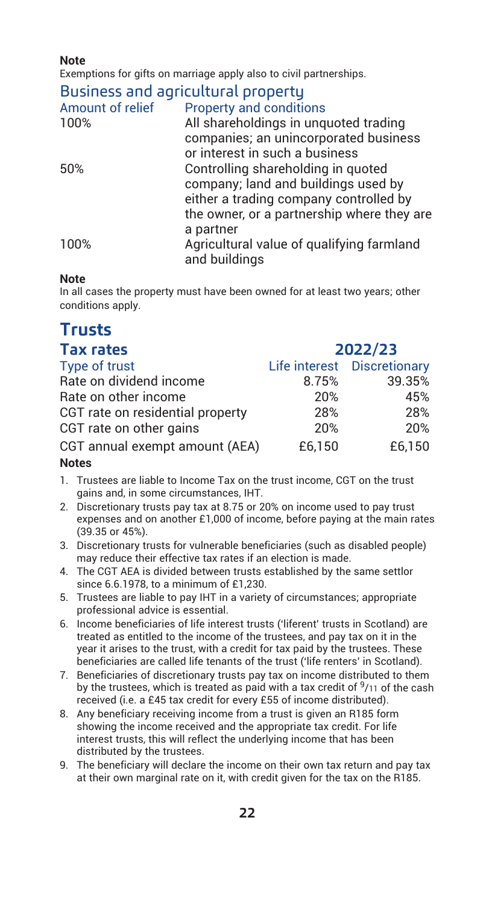**Note**

Exemptions for gifts on marriage apply also to civil partnerships.

## Business and agricultural property

| Amount of relief | Property and conditions |
|---|---|
| 100% | All shareholdings in unquoted trading companies; an unincorporated business or interest in such a business |
| 50% | Controlling shareholding in quoted company; land and buildings used by either a trading company controlled by the owner, or a partnership where they are a partner |
| 100% | Agricultural value of qualifying farmland and buildings |

**Note**

In all cases the property must have been owned for at least two years; other conditions apply.

# Trusts

## Tax rates

| | 2022/23 | |
|---|---|---|
| Type of trust | Life interest | Discretionary |
| Rate on dividend income | 8.75% | 39.35% |
| Rate on other income | 20% | 45% |
| CGT rate on residential property | 28% | 28% |
| CGT rate on other gains | 20% | 20% |
| CGT annual exempt amount (AEA) | £6,150 | £6,150 |

**Notes**

1. Trustees are liable to Income Tax on the trust income, CGT on the trust gains and, in some circumstances, IHT.
2. Discretionary trusts pay tax at 8.75 or 20% on income used to pay trust expenses and on another £1,000 of income, before paying at the main rates (39.35 or 45%).
3. Discretionary trusts for vulnerable beneficiaries (such as disabled people) may reduce their effective tax rates if an election is made.
4. The CGT AEA is divided between trusts established by the same settlor since 6.6.1978, to a minimum of £1,230.
5. Trustees are liable to pay IHT in a variety of circumstances; appropriate professional advice is essential.
6. Income beneficiaries of life interest trusts ('liferent' trusts in Scotland) are treated as entitled to the income of the trustees, and pay tax on it in the year it arises to the trust, with a credit for tax paid by the trustees. These beneficiaries are called life tenants of the trust ('life renters' in Scotland).
7. Beneficiaries of discretionary trusts pay tax on income distributed to them by the trustees, which is treated as paid with a tax credit of $^{9}/_{11}$ of the cash received (i.e. a £45 tax credit for every £55 of income distributed).
8. Any beneficiary receiving income from a trust is given an R185 form showing the income received and the appropriate tax credit. For life interest trusts, this will reflect the underlying income that has been distributed by the trustees.
9. The beneficiary will declare the income on their own tax return and pay tax at their own marginal rate on it, with credit given for the tax on the R185.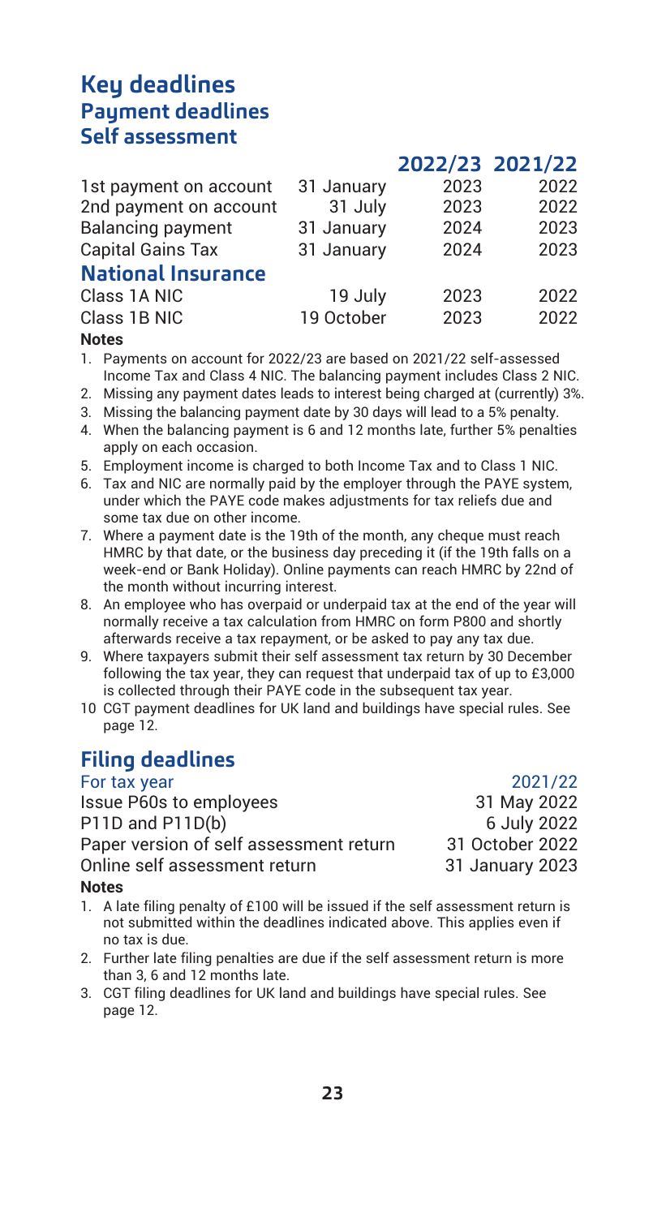# Key deadlines

## Payment deadlines

### Self assessment

| | | 2022/23 | 2021/22 |
|---|---|---|---|
| 1st payment on account | 31 January | 2023 | 2022 |
| 2nd payment on account | 31 July | 2023 | 2022 |
| Balancing payment | 31 January | 2024 | 2023 |
| Capital Gains Tax | 31 January | 2024 | 2023 |
| **National Insurance** | | | |
| Class 1A NIC | 19 July | 2023 | 2022 |
| Class 1B NIC | 19 October | 2023 | 2022 |

**Notes**

1. Payments on account for 2022/23 are based on 2021/22 self-assessed Income Tax and Class 4 NIC. The balancing payment includes Class 2 NIC.
2. Missing any payment dates leads to interest being charged at (currently) 3%.
3. Missing the balancing payment date by 30 days will lead to a 5% penalty.
4. When the balancing payment is 6 and 12 months late, further 5% penalties apply on each occasion.
5. Employment income is charged to both Income Tax and to Class 1 NIC.
6. Tax and NIC are normally paid by the employer through the PAYE system, under which the PAYE code makes adjustments for tax reliefs due and some tax due on other income.
7. Where a payment date is the 19th of the month, any cheque must reach HMRC by that date, or the business day preceding it (if the 19th falls on a week-end or Bank Holiday). Online payments can reach HMRC by 22nd of the month without incurring interest.
8. An employee who has overpaid or underpaid tax at the end of the year will normally receive a tax calculation from HMRC on form P800 and shortly afterwards receive a tax repayment, or be asked to pay any tax due.
9. Where taxpayers submit their self assessment tax return by 30 December following the tax year, they can request that underpaid tax of up to £3,000 is collected through their PAYE code in the subsequent tax year.
10. CGT payment deadlines for UK land and buildings have special rules. See page 12.

## Filing deadlines

| For tax year | 2021/22 |
|---|---|
| Issue P60s to employees | 31 May 2022 |
| P11D and P11D(b) | 6 July 2022 |
| Paper version of self assessment return | 31 October 2022 |
| Online self assessment return | 31 January 2023 |

**Notes**

1. A late filing penalty of £100 will be issued if the self assessment return is not submitted within the deadlines indicated above. This applies even if no tax is due.
2. Further late filing penalties are due if the self assessment return is more than 3, 6 and 12 months late.
3. CGT filing deadlines for UK land and buildings have special rules. See page 12.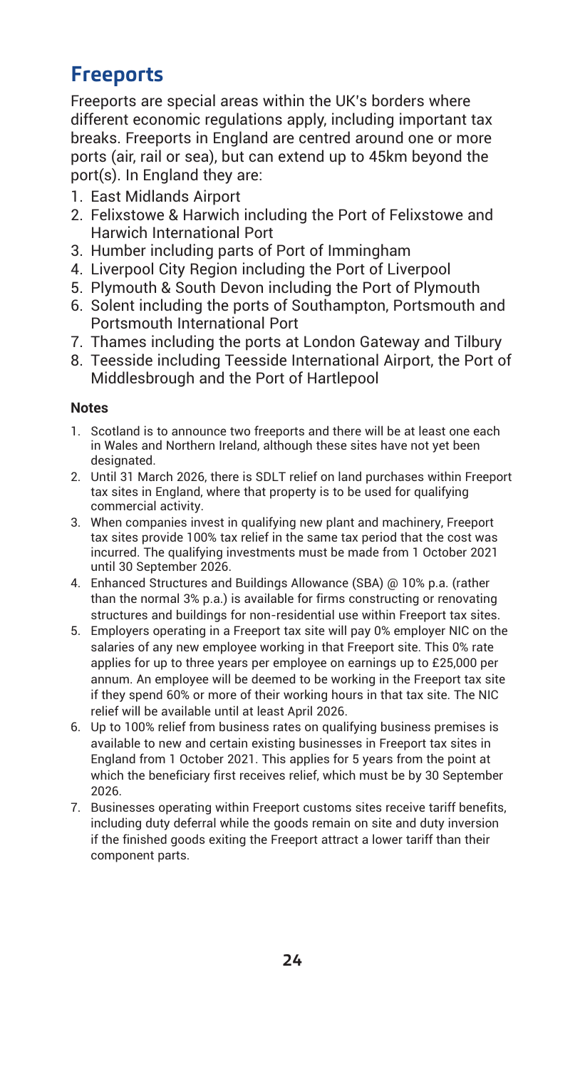## Freeports

Freeports are special areas within the UK's borders where different economic regulations apply, including important tax breaks. Freeports in England are centred around one or more ports (air, rail or sea), but can extend up to 45km beyond the port(s). In England they are:

1. East Midlands Airport
2. Felixstowe & Harwich including the Port of Felixstowe and Harwich International Port
3. Humber including parts of Port of Immingham
4. Liverpool City Region including the Port of Liverpool
5. Plymouth & South Devon including the Port of Plymouth
6. Solent including the ports of Southampton, Portsmouth and Portsmouth International Port
7. Thames including the ports at London Gateway and Tilbury
8. Teesside including Teesside International Airport, the Port of Middlesbrough and the Port of Hartlepool

**Notes**

1. Scotland is to announce two freeports and there will be at least one each in Wales and Northern Ireland, although these sites have not yet been designated.
2. Until 31 March 2026, there is SDLT relief on land purchases within Freeport tax sites in England, where that property is to be used for qualifying commercial activity.
3. When companies invest in qualifying new plant and machinery, Freeport tax sites provide 100% tax relief in the same tax period that the cost was incurred. The qualifying investments must be made from 1 October 2021 until 30 September 2026.
4. Enhanced Structures and Buildings Allowance (SBA) @ 10% p.a. (rather than the normal 3% p.a.) is available for firms constructing or renovating structures and buildings for non-residential use within Freeport tax sites.
5. Employers operating in a Freeport tax site will pay 0% employer NIC on the salaries of any new employee working in that Freeport site. This 0% rate applies for up to three years per employee on earnings up to £25,000 per annum. An employee will be deemed to be working in the Freeport tax site if they spend 60% or more of their working hours in that tax site. The NIC relief will be available until at least April 2026.
6. Up to 100% relief from business rates on qualifying business premises is available to new and certain existing businesses in Freeport tax sites in England from 1 October 2021. This applies for 5 years from the point at which the beneficiary first receives relief, which must be by 30 September 2026.
7. Businesses operating within Freeport customs sites receive tariff benefits, including duty deferral while the goods remain on site and duty inversion if the finished goods exiting the Freeport attract a lower tariff than their component parts.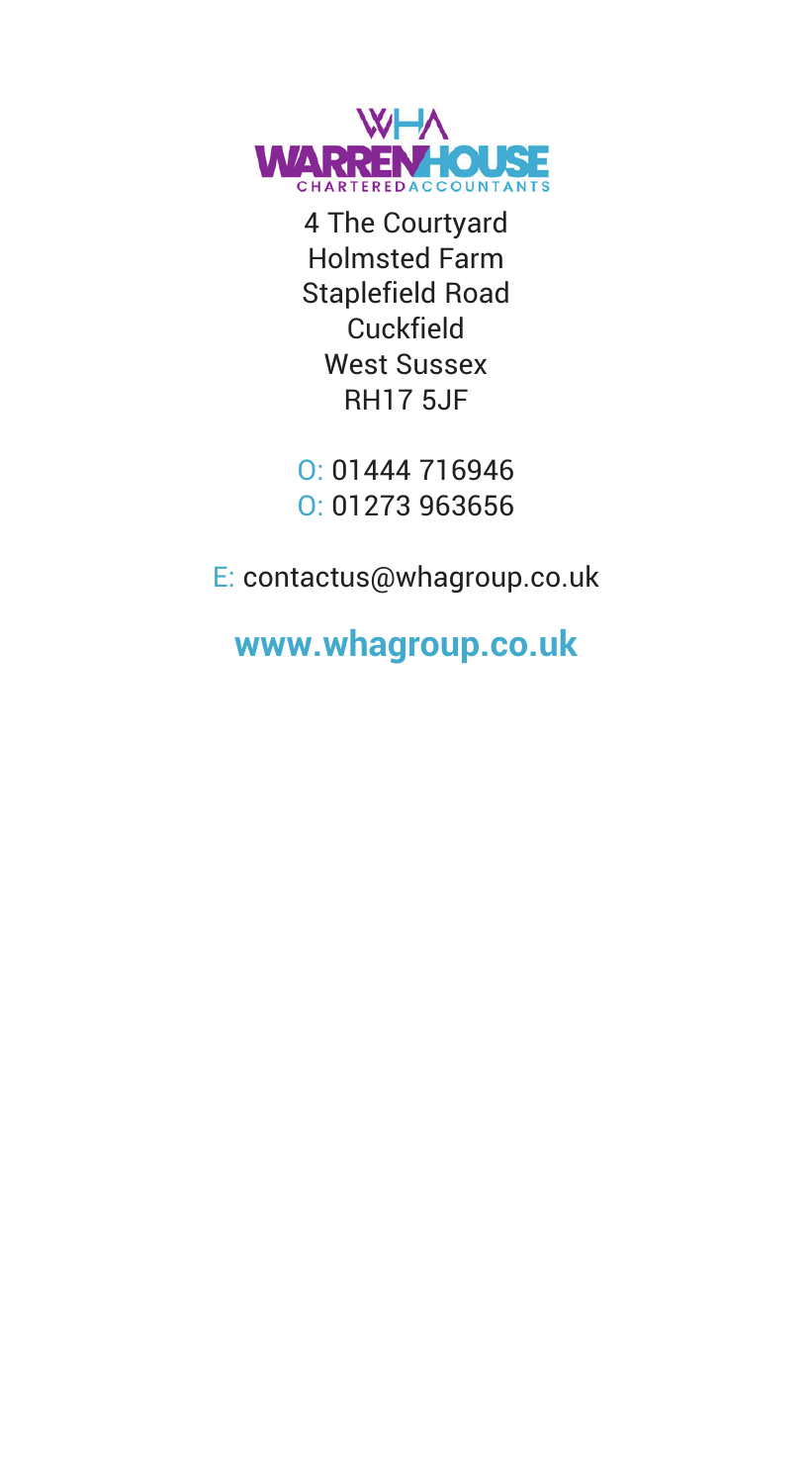WHA WARRENHOUSE CHARTERED ACCOUNTANTS

4 The Courtyard
Holmsted Farm
Staplefield Road
Cuckfield
West Sussex
RH17 5JF

O: 01444 716946
O: 01273 963656

E: contactus@whagroup.co.uk

**www.whagroup.co.uk**